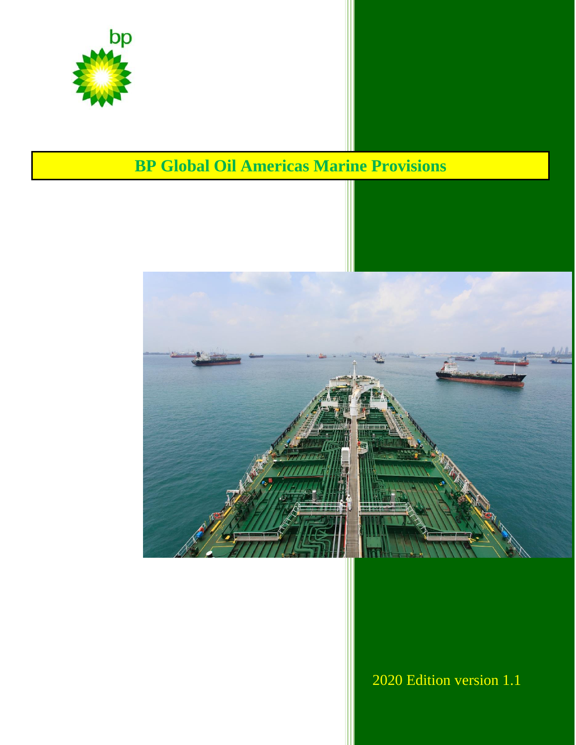bp

# BP Global Oil Americas Marine Provisions

2020 Edition version 1.1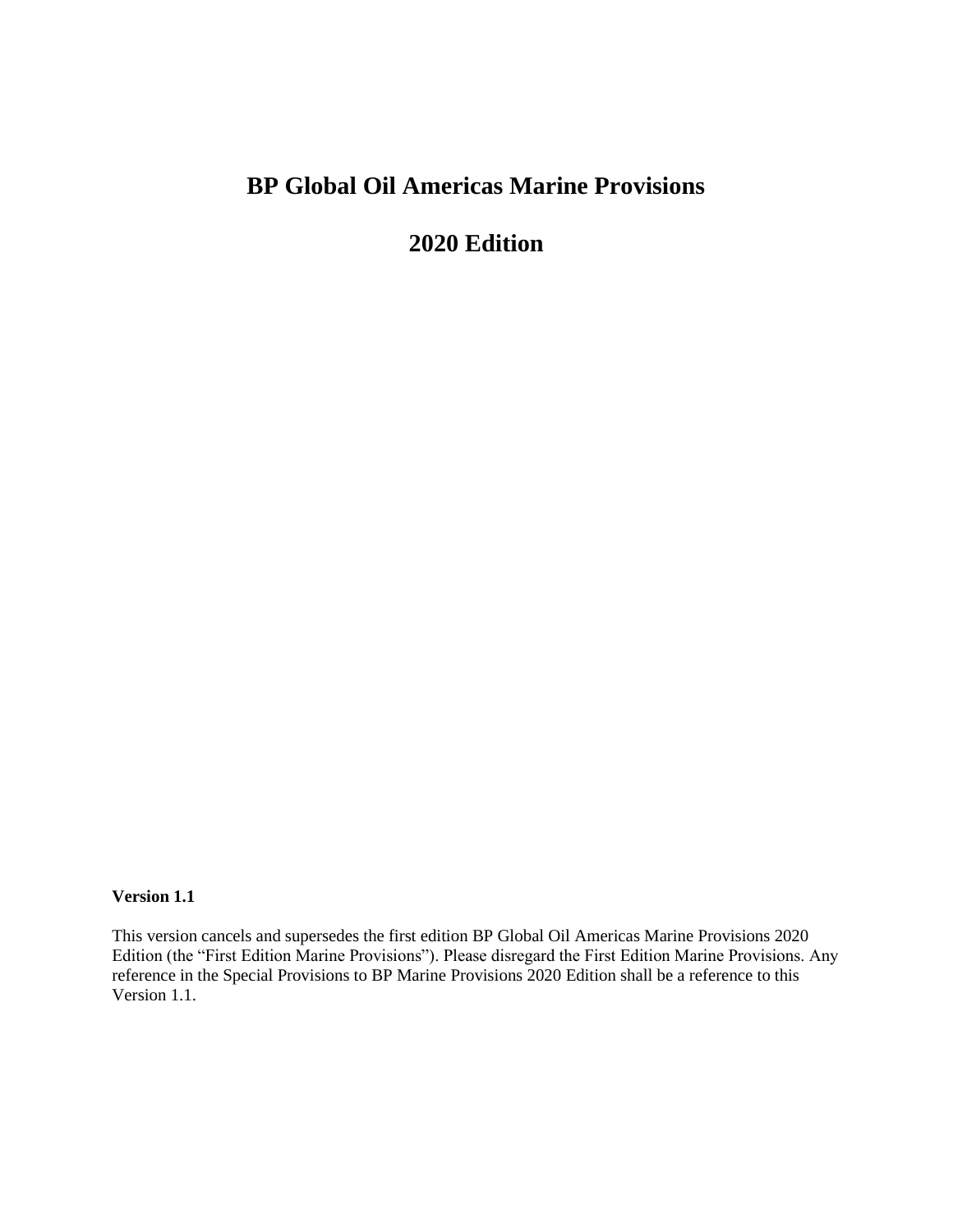# BP Global Oil Americas Marine Provisions

# 2020 Edition

**Version 1.1**

This version cancels and supersedes the first edition BP Global Oil Americas Marine Provisions 2020 Edition (the "First Edition Marine Provisions"). Please disregard the First Edition Marine Provisions. Any reference in the Special Provisions to BP Marine Provisions 2020 Edition shall be a reference to this Version 1.1.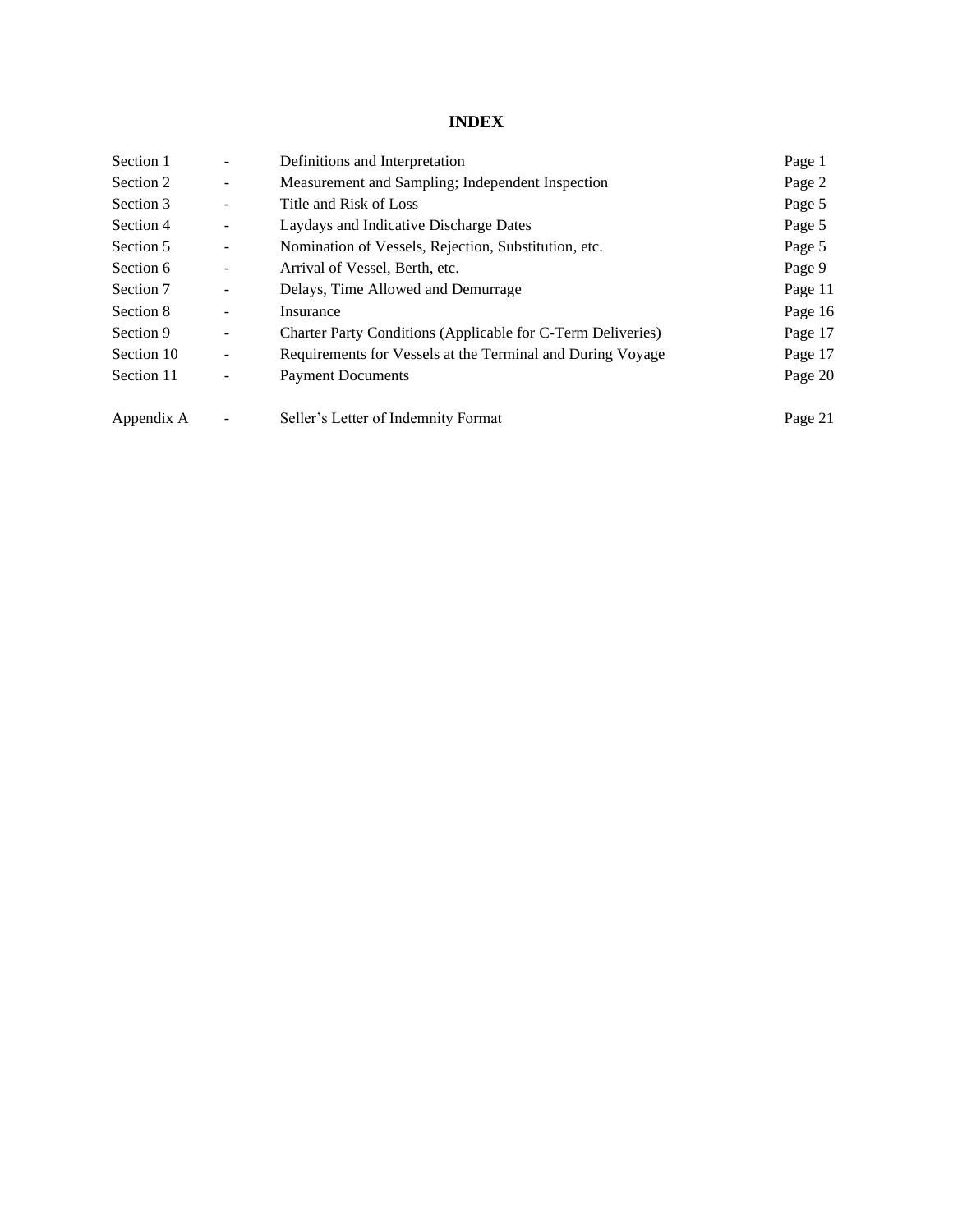# INDEX

| | | | |
|---|---|---|---|
| Section 1 | - | Definitions and Interpretation | Page 1 |
| Section 2 | - | Measurement and Sampling; Independent Inspection | Page 2 |
| Section 3 | - | Title and Risk of Loss | Page 5 |
| Section 4 | - | Laydays and Indicative Discharge Dates | Page 5 |
| Section 5 | - | Nomination of Vessels, Rejection, Substitution, etc. | Page 5 |
| Section 6 | - | Arrival of Vessel, Berth, etc. | Page 9 |
| Section 7 | - | Delays, Time Allowed and Demurrage | Page 11 |
| Section 8 | - | Insurance | Page 16 |
| Section 9 | - | Charter Party Conditions (Applicable for C-Term Deliveries) | Page 17 |
| Section 10 | - | Requirements for Vessels at the Terminal and During Voyage | Page 17 |
| Section 11 | - | Payment Documents | Page 20 |
| Appendix A | - | Seller's Letter of Indemnity Format | Page 21 |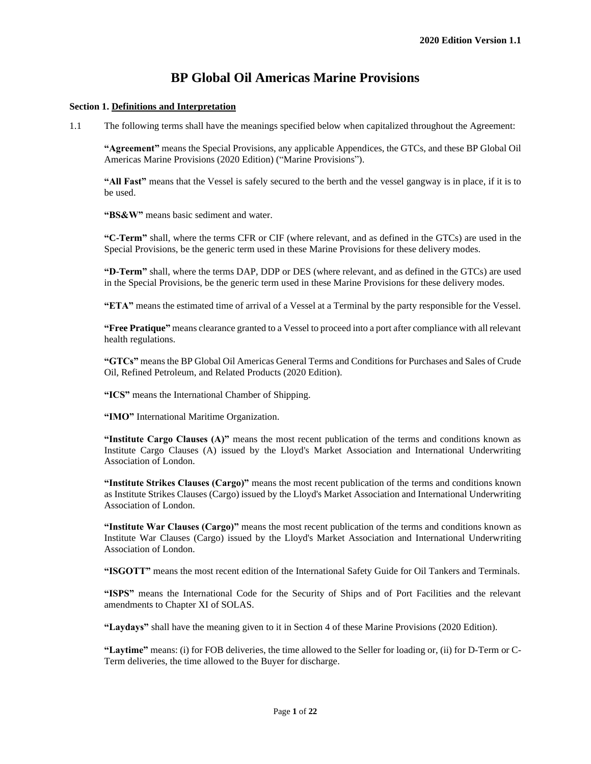# BP Global Oil Americas Marine Provisions

**Section 1. Definitions and Interpretation**

1.1 The following terms shall have the meanings specified below when capitalized throughout the Agreement:

**"Agreement"** means the Special Provisions, any applicable Appendices, the GTCs, and these BP Global Oil Americas Marine Provisions (2020 Edition) ("Marine Provisions").

**"All Fast"** means that the Vessel is safely secured to the berth and the vessel gangway is in place, if it is to be used.

**"BS&W"** means basic sediment and water.

**"C-Term"** shall, where the terms CFR or CIF (where relevant, and as defined in the GTCs) are used in the Special Provisions, be the generic term used in these Marine Provisions for these delivery modes.

**"D-Term"** shall, where the terms DAP, DDP or DES (where relevant, and as defined in the GTCs) are used in the Special Provisions, be the generic term used in these Marine Provisions for these delivery modes.

**"ETA"** means the estimated time of arrival of a Vessel at a Terminal by the party responsible for the Vessel.

**"Free Pratique"** means clearance granted to a Vessel to proceed into a port after compliance with all relevant health regulations.

**"GTCs"** means the BP Global Oil Americas General Terms and Conditions for Purchases and Sales of Crude Oil, Refined Petroleum, and Related Products (2020 Edition).

**"ICS"** means the International Chamber of Shipping.

**"IMO"** International Maritime Organization.

**"Institute Cargo Clauses (A)"** means the most recent publication of the terms and conditions known as Institute Cargo Clauses (A) issued by the Lloyd's Market Association and International Underwriting Association of London.

**"Institute Strikes Clauses (Cargo)"** means the most recent publication of the terms and conditions known as Institute Strikes Clauses (Cargo) issued by the Lloyd's Market Association and International Underwriting Association of London.

**"Institute War Clauses (Cargo)"** means the most recent publication of the terms and conditions known as Institute War Clauses (Cargo) issued by the Lloyd's Market Association and International Underwriting Association of London.

**"ISGOTT"** means the most recent edition of the International Safety Guide for Oil Tankers and Terminals.

**"ISPS"** means the International Code for the Security of Ships and of Port Facilities and the relevant amendments to Chapter XI of SOLAS.

**"Laydays"** shall have the meaning given to it in Section 4 of these Marine Provisions (2020 Edition).

**"Laytime"** means: (i) for FOB deliveries, the time allowed to the Seller for loading or, (ii) for D-Term or C-Term deliveries, the time allowed to the Buyer for discharge.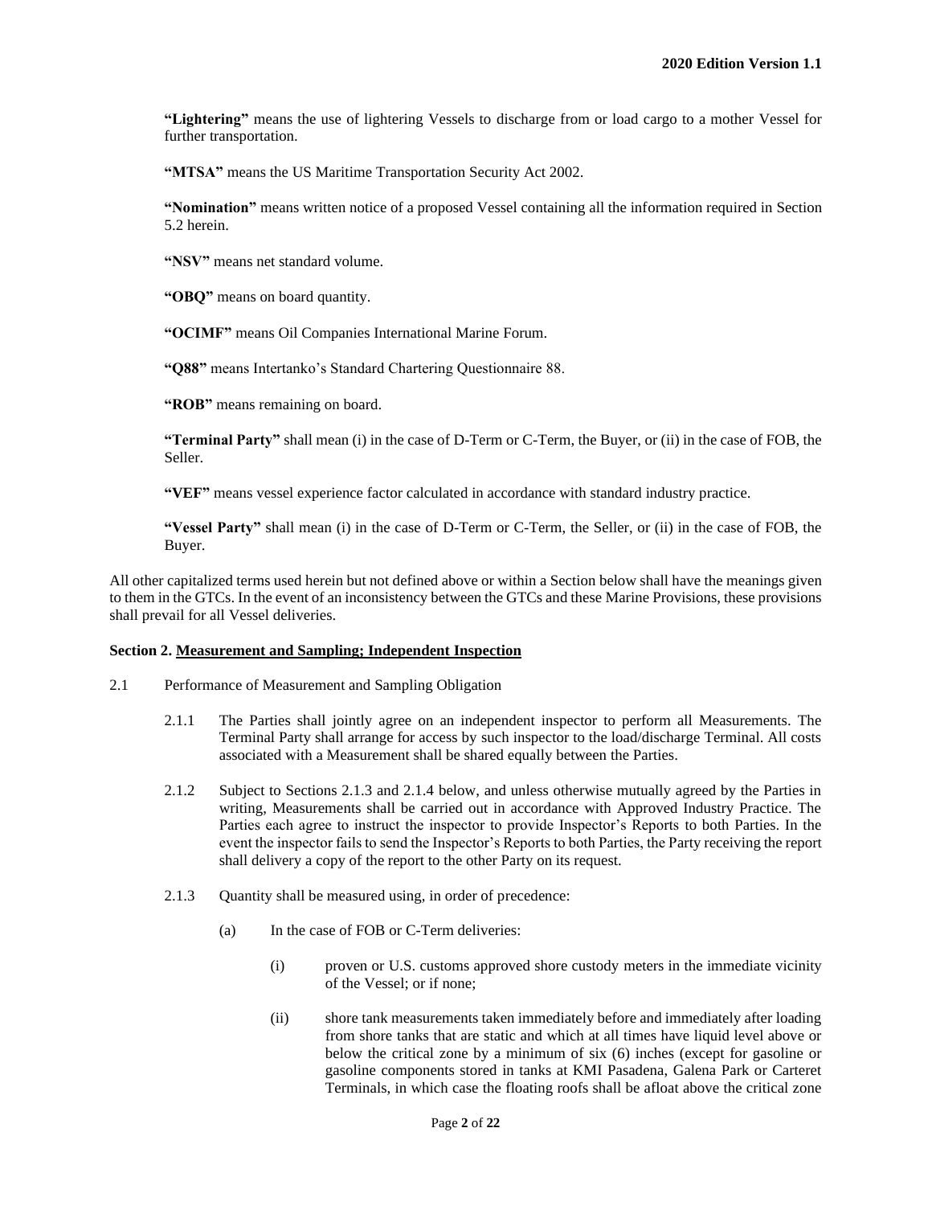**"Lightering"** means the use of lightering Vessels to discharge from or load cargo to a mother Vessel for further transportation.

**"MTSA"** means the US Maritime Transportation Security Act 2002.

**"Nomination"** means written notice of a proposed Vessel containing all the information required in Section 5.2 herein.

**"NSV"** means net standard volume.

**"OBQ"** means on board quantity.

**"OCIMF"** means Oil Companies International Marine Forum.

**"Q88"** means Intertanko's Standard Chartering Questionnaire 88.

**"ROB"** means remaining on board.

**"Terminal Party"** shall mean (i) in the case of D-Term or C-Term, the Buyer, or (ii) in the case of FOB, the Seller.

**"VEF"** means vessel experience factor calculated in accordance with standard industry practice.

**"Vessel Party"** shall mean (i) in the case of D-Term or C-Term, the Seller, or (ii) in the case of FOB, the Buyer.

All other capitalized terms used herein but not defined above or within a Section below shall have the meanings given to them in the GTCs. In the event of an inconsistency between the GTCs and these Marine Provisions, these provisions shall prevail for all Vessel deliveries.

**Section 2. Measurement and Sampling; Independent Inspection**

2.1 Performance of Measurement and Sampling Obligation

2.1.1 The Parties shall jointly agree on an independent inspector to perform all Measurements. The Terminal Party shall arrange for access by such inspector to the load/discharge Terminal. All costs associated with a Measurement shall be shared equally between the Parties.

2.1.2 Subject to Sections 2.1.3 and 2.1.4 below, and unless otherwise mutually agreed by the Parties in writing, Measurements shall be carried out in accordance with Approved Industry Practice. The Parties each agree to instruct the inspector to provide Inspector's Reports to both Parties. In the event the inspector fails to send the Inspector's Reports to both Parties, the Party receiving the report shall delivery a copy of the report to the other Party on its request.

2.1.3 Quantity shall be measured using, in order of precedence:

(a) In the case of FOB or C-Term deliveries:

(i) proven or U.S. customs approved shore custody meters in the immediate vicinity of the Vessel; or if none;

(ii) shore tank measurements taken immediately before and immediately after loading from shore tanks that are static and which at all times have liquid level above or below the critical zone by a minimum of six (6) inches (except for gasoline or gasoline components stored in tanks at KMI Pasadena, Galena Park or Carteret Terminals, in which case the floating roofs shall be afloat above the critical zone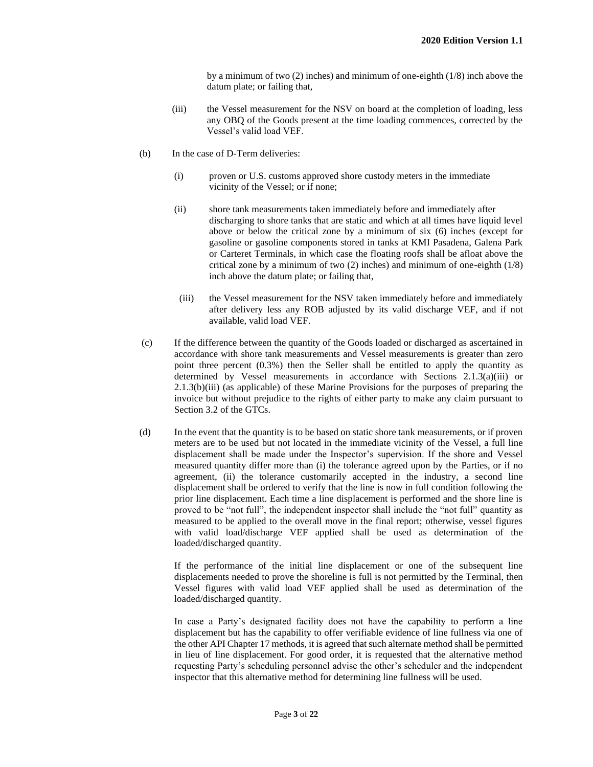by a minimum of two (2) inches) and minimum of one-eighth (1/8) inch above the datum plate; or failing that,

(iii) the Vessel measurement for the NSV on board at the completion of loading, less any OBQ of the Goods present at the time loading commences, corrected by the Vessel's valid load VEF.

(b) In the case of D-Term deliveries:

(i) proven or U.S. customs approved shore custody meters in the immediate vicinity of the Vessel; or if none;

(ii) shore tank measurements taken immediately before and immediately after discharging to shore tanks that are static and which at all times have liquid level above or below the critical zone by a minimum of six (6) inches (except for gasoline or gasoline components stored in tanks at KMI Pasadena, Galena Park or Carteret Terminals, in which case the floating roofs shall be afloat above the critical zone by a minimum of two (2) inches) and minimum of one-eighth (1/8) inch above the datum plate; or failing that,

(iii) the Vessel measurement for the NSV taken immediately before and immediately after delivery less any ROB adjusted by its valid discharge VEF, and if not available, valid load VEF.

(c) If the difference between the quantity of the Goods loaded or discharged as ascertained in accordance with shore tank measurements and Vessel measurements is greater than zero point three percent (0.3%) then the Seller shall be entitled to apply the quantity as determined by Vessel measurements in accordance with Sections 2.1.3(a)(iii) or 2.1.3(b)(iii) (as applicable) of these Marine Provisions for the purposes of preparing the invoice but without prejudice to the rights of either party to make any claim pursuant to Section 3.2 of the GTCs.

(d) In the event that the quantity is to be based on static shore tank measurements, or if proven meters are to be used but not located in the immediate vicinity of the Vessel, a full line displacement shall be made under the Inspector's supervision. If the shore and Vessel measured quantity differ more than (i) the tolerance agreed upon by the Parties, or if no agreement, (ii) the tolerance customarily accepted in the industry, a second line displacement shall be ordered to verify that the line is now in full condition following the prior line displacement. Each time a line displacement is performed and the shore line is proved to be "not full", the independent inspector shall include the "not full" quantity as measured to be applied to the overall move in the final report; otherwise, vessel figures with valid load/discharge VEF applied shall be used as determination of the loaded/discharged quantity.

If the performance of the initial line displacement or one of the subsequent line displacements needed to prove the shoreline is full is not permitted by the Terminal, then Vessel figures with valid load VEF applied shall be used as determination of the loaded/discharged quantity.

In case a Party's designated facility does not have the capability to perform a line displacement but has the capability to offer verifiable evidence of line fullness via one of the other API Chapter 17 methods, it is agreed that such alternate method shall be permitted in lieu of line displacement. For good order, it is requested that the alternative method requesting Party's scheduling personnel advise the other's scheduler and the independent inspector that this alternative method for determining line fullness will be used.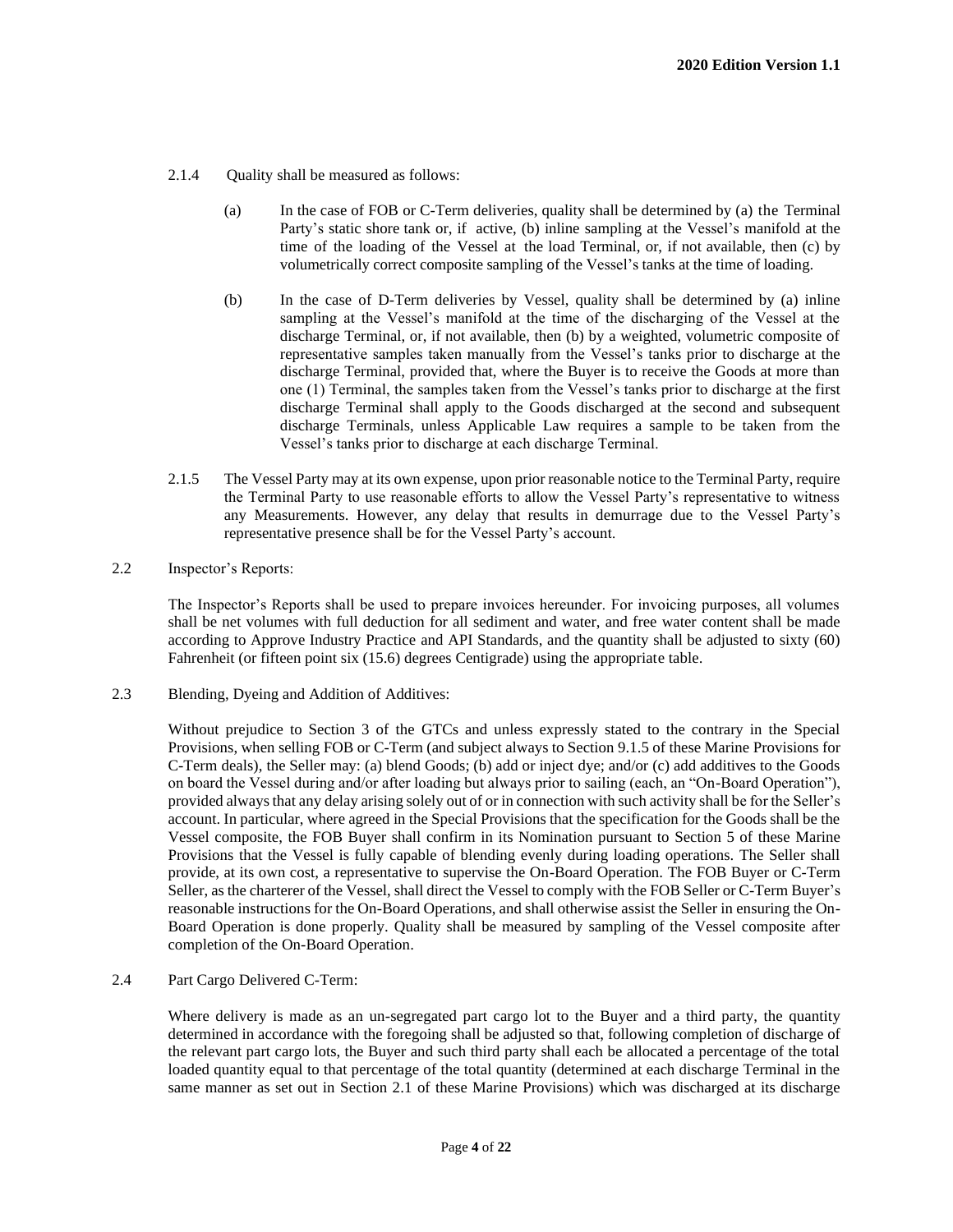2.1.4 Quality shall be measured as follows:

(a) In the case of FOB or C-Term deliveries, quality shall be determined by (a) the Terminal Party's static shore tank or, if active, (b) inline sampling at the Vessel's manifold at the time of the loading of the Vessel at the load Terminal, or, if not available, then (c) by volumetrically correct composite sampling of the Vessel's tanks at the time of loading.

(b) In the case of D-Term deliveries by Vessel, quality shall be determined by (a) inline sampling at the Vessel's manifold at the time of the discharging of the Vessel at the discharge Terminal, or, if not available, then (b) by a weighted, volumetric composite of representative samples taken manually from the Vessel's tanks prior to discharge at the discharge Terminal, provided that, where the Buyer is to receive the Goods at more than one (1) Terminal, the samples taken from the Vessel's tanks prior to discharge at the first discharge Terminal shall apply to the Goods discharged at the second and subsequent discharge Terminals, unless Applicable Law requires a sample to be taken from the Vessel's tanks prior to discharge at each discharge Terminal.

2.1.5 The Vessel Party may at its own expense, upon prior reasonable notice to the Terminal Party, require the Terminal Party to use reasonable efforts to allow the Vessel Party's representative to witness any Measurements. However, any delay that results in demurrage due to the Vessel Party's representative presence shall be for the Vessel Party's account.

2.2 Inspector's Reports:

The Inspector's Reports shall be used to prepare invoices hereunder. For invoicing purposes, all volumes shall be net volumes with full deduction for all sediment and water, and free water content shall be made according to Approve Industry Practice and API Standards, and the quantity shall be adjusted to sixty (60) Fahrenheit (or fifteen point six (15.6) degrees Centigrade) using the appropriate table.

2.3 Blending, Dyeing and Addition of Additives:

Without prejudice to Section 3 of the GTCs and unless expressly stated to the contrary in the Special Provisions, when selling FOB or C-Term (and subject always to Section 9.1.5 of these Marine Provisions for C-Term deals), the Seller may: (a) blend Goods; (b) add or inject dye; and/or (c) add additives to the Goods on board the Vessel during and/or after loading but always prior to sailing (each, an "On-Board Operation"), provided always that any delay arising solely out of or in connection with such activity shall be for the Seller's account. In particular, where agreed in the Special Provisions that the specification for the Goods shall be the Vessel composite, the FOB Buyer shall confirm in its Nomination pursuant to Section 5 of these Marine Provisions that the Vessel is fully capable of blending evenly during loading operations. The Seller shall provide, at its own cost, a representative to supervise the On-Board Operation. The FOB Buyer or C-Term Seller, as the charterer of the Vessel, shall direct the Vessel to comply with the FOB Seller or C-Term Buyer's reasonable instructions for the On-Board Operations, and shall otherwise assist the Seller in ensuring the On-Board Operation is done properly. Quality shall be measured by sampling of the Vessel composite after completion of the On-Board Operation.

2.4 Part Cargo Delivered C-Term:

Where delivery is made as an un-segregated part cargo lot to the Buyer and a third party, the quantity determined in accordance with the foregoing shall be adjusted so that, following completion of discharge of the relevant part cargo lots, the Buyer and such third party shall each be allocated a percentage of the total loaded quantity equal to that percentage of the total quantity (determined at each discharge Terminal in the same manner as set out in Section 2.1 of these Marine Provisions) which was discharged at its discharge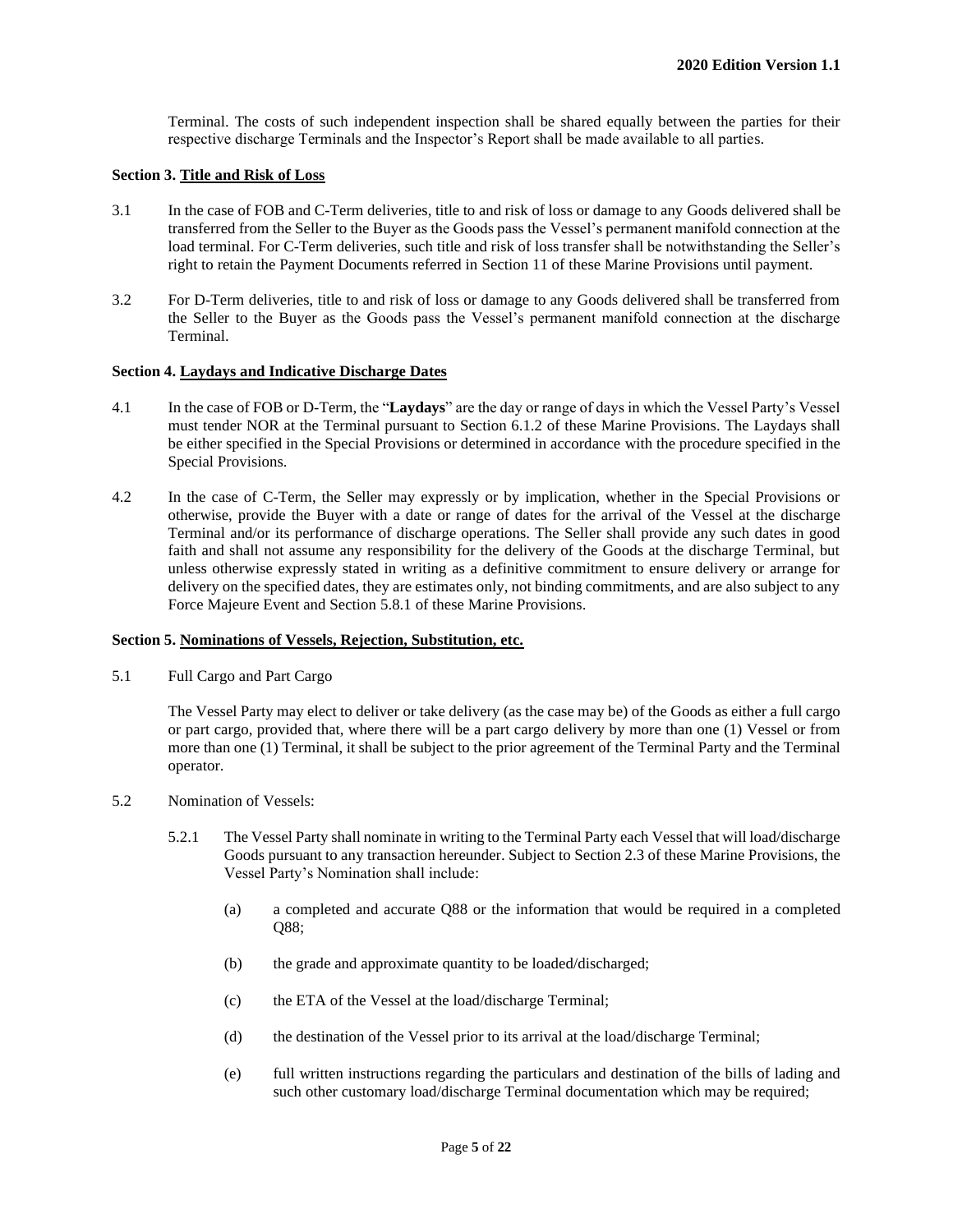Terminal. The costs of such independent inspection shall be shared equally between the parties for their respective discharge Terminals and the Inspector's Report shall be made available to all parties.

### Section 3. Title and Risk of Loss

3.1 In the case of FOB and C-Term deliveries, title to and risk of loss or damage to any Goods delivered shall be transferred from the Seller to the Buyer as the Goods pass the Vessel's permanent manifold connection at the load terminal. For C-Term deliveries, such title and risk of loss transfer shall be notwithstanding the Seller's right to retain the Payment Documents referred in Section 11 of these Marine Provisions until payment.

3.2 For D-Term deliveries, title to and risk of loss or damage to any Goods delivered shall be transferred from the Seller to the Buyer as the Goods pass the Vessel's permanent manifold connection at the discharge Terminal.

### Section 4. Laydays and Indicative Discharge Dates

4.1 In the case of FOB or D-Term, the "**Laydays**" are the day or range of days in which the Vessel Party's Vessel must tender NOR at the Terminal pursuant to Section 6.1.2 of these Marine Provisions. The Laydays shall be either specified in the Special Provisions or determined in accordance with the procedure specified in the Special Provisions.

4.2 In the case of C-Term, the Seller may expressly or by implication, whether in the Special Provisions or otherwise, provide the Buyer with a date or range of dates for the arrival of the Vessel at the discharge Terminal and/or its performance of discharge operations. The Seller shall provide any such dates in good faith and shall not assume any responsibility for the delivery of the Goods at the discharge Terminal, but unless otherwise expressly stated in writing as a definitive commitment to ensure delivery or arrange for delivery on the specified dates, they are estimates only, not binding commitments, and are also subject to any Force Majeure Event and Section 5.8.1 of these Marine Provisions.

### Section 5. Nominations of Vessels, Rejection, Substitution, etc.

5.1 Full Cargo and Part Cargo

The Vessel Party may elect to deliver or take delivery (as the case may be) of the Goods as either a full cargo or part cargo, provided that, where there will be a part cargo delivery by more than one (1) Vessel or from more than one (1) Terminal, it shall be subject to the prior agreement of the Terminal Party and the Terminal operator.

5.2 Nomination of Vessels:

5.2.1 The Vessel Party shall nominate in writing to the Terminal Party each Vessel that will load/discharge Goods pursuant to any transaction hereunder. Subject to Section 2.3 of these Marine Provisions, the Vessel Party's Nomination shall include:

(a) a completed and accurate Q88 or the information that would be required in a completed Q88;

(b) the grade and approximate quantity to be loaded/discharged;

(c) the ETA of the Vessel at the load/discharge Terminal;

(d) the destination of the Vessel prior to its arrival at the load/discharge Terminal;

(e) full written instructions regarding the particulars and destination of the bills of lading and such other customary load/discharge Terminal documentation which may be required;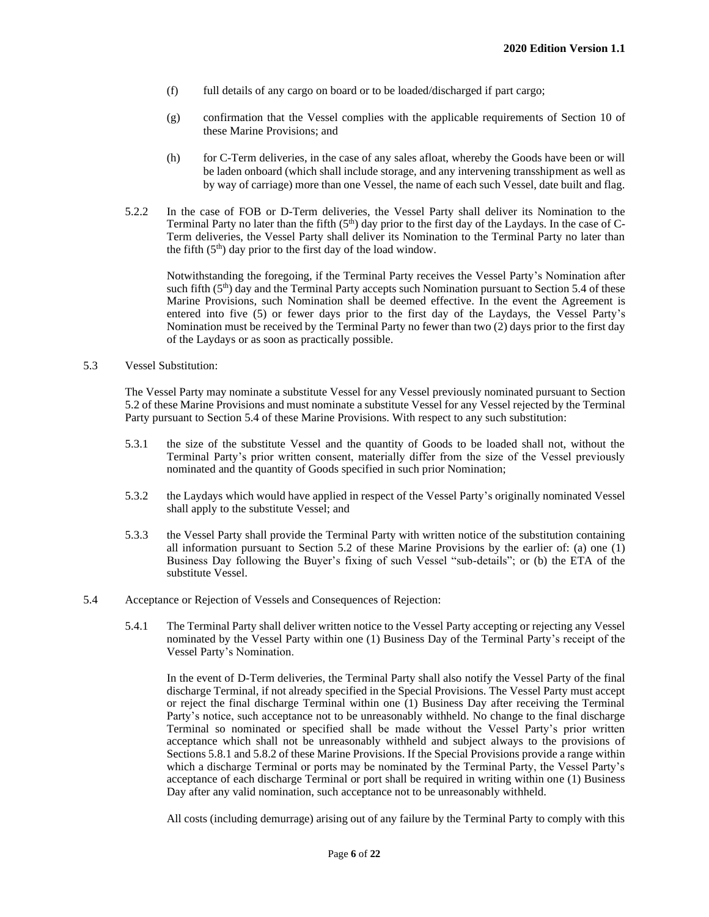(f) full details of any cargo on board or to be loaded/discharged if part cargo;

(g) confirmation that the Vessel complies with the applicable requirements of Section 10 of these Marine Provisions; and

(h) for C-Term deliveries, in the case of any sales afloat, whereby the Goods have been or will be laden onboard (which shall include storage, and any intervening transshipment as well as by way of carriage) more than one Vessel, the name of each such Vessel, date built and flag.

5.2.2 In the case of FOB or D-Term deliveries, the Vessel Party shall deliver its Nomination to the Terminal Party no later than the fifth (5th) day prior to the first day of the Laydays. In the case of C-Term deliveries, the Vessel Party shall deliver its Nomination to the Terminal Party no later than the fifth (5th) day prior to the first day of the load window.

Notwithstanding the foregoing, if the Terminal Party receives the Vessel Party's Nomination after such fifth (5th) day and the Terminal Party accepts such Nomination pursuant to Section 5.4 of these Marine Provisions, such Nomination shall be deemed effective. In the event the Agreement is entered into five (5) or fewer days prior to the first day of the Laydays, the Vessel Party's Nomination must be received by the Terminal Party no fewer than two (2) days prior to the first day of the Laydays or as soon as practically possible.

5.3 Vessel Substitution:

The Vessel Party may nominate a substitute Vessel for any Vessel previously nominated pursuant to Section 5.2 of these Marine Provisions and must nominate a substitute Vessel for any Vessel rejected by the Terminal Party pursuant to Section 5.4 of these Marine Provisions. With respect to any such substitution:

5.3.1 the size of the substitute Vessel and the quantity of Goods to be loaded shall not, without the Terminal Party's prior written consent, materially differ from the size of the Vessel previously nominated and the quantity of Goods specified in such prior Nomination;

5.3.2 the Laydays which would have applied in respect of the Vessel Party's originally nominated Vessel shall apply to the substitute Vessel; and

5.3.3 the Vessel Party shall provide the Terminal Party with written notice of the substitution containing all information pursuant to Section 5.2 of these Marine Provisions by the earlier of: (a) one (1) Business Day following the Buyer's fixing of such Vessel "sub-details"; or (b) the ETA of the substitute Vessel.

5.4 Acceptance or Rejection of Vessels and Consequences of Rejection:

5.4.1 The Terminal Party shall deliver written notice to the Vessel Party accepting or rejecting any Vessel nominated by the Vessel Party within one (1) Business Day of the Terminal Party's receipt of the Vessel Party's Nomination.

In the event of D-Term deliveries, the Terminal Party shall also notify the Vessel Party of the final discharge Terminal, if not already specified in the Special Provisions. The Vessel Party must accept or reject the final discharge Terminal within one (1) Business Day after receiving the Terminal Party's notice, such acceptance not to be unreasonably withheld. No change to the final discharge Terminal so nominated or specified shall be made without the Vessel Party's prior written acceptance which shall not be unreasonably withheld and subject always to the provisions of Sections 5.8.1 and 5.8.2 of these Marine Provisions. If the Special Provisions provide a range within which a discharge Terminal or ports may be nominated by the Terminal Party, the Vessel Party's acceptance of each discharge Terminal or port shall be required in writing within one (1) Business Day after any valid nomination, such acceptance not to be unreasonably withheld.

All costs (including demurrage) arising out of any failure by the Terminal Party to comply with this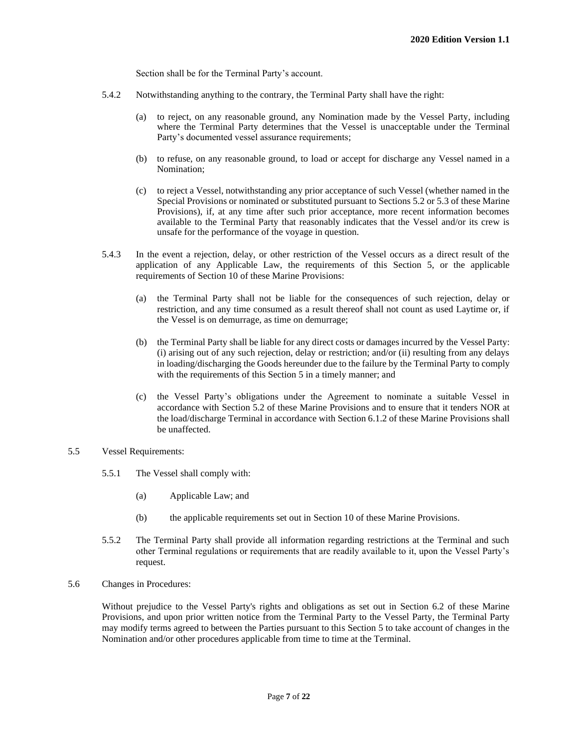Section shall be for the Terminal Party's account.

5.4.2 Notwithstanding anything to the contrary, the Terminal Party shall have the right:

(a) to reject, on any reasonable ground, any Nomination made by the Vessel Party, including where the Terminal Party determines that the Vessel is unacceptable under the Terminal Party's documented vessel assurance requirements;

(b) to refuse, on any reasonable ground, to load or accept for discharge any Vessel named in a Nomination;

(c) to reject a Vessel, notwithstanding any prior acceptance of such Vessel (whether named in the Special Provisions or nominated or substituted pursuant to Sections 5.2 or 5.3 of these Marine Provisions), if, at any time after such prior acceptance, more recent information becomes available to the Terminal Party that reasonably indicates that the Vessel and/or its crew is unsafe for the performance of the voyage in question.

5.4.3 In the event a rejection, delay, or other restriction of the Vessel occurs as a direct result of the application of any Applicable Law, the requirements of this Section 5, or the applicable requirements of Section 10 of these Marine Provisions:

(a) the Terminal Party shall not be liable for the consequences of such rejection, delay or restriction, and any time consumed as a result thereof shall not count as used Laytime or, if the Vessel is on demurrage, as time on demurrage;

(b) the Terminal Party shall be liable for any direct costs or damages incurred by the Vessel Party: (i) arising out of any such rejection, delay or restriction; and/or (ii) resulting from any delays in loading/discharging the Goods hereunder due to the failure by the Terminal Party to comply with the requirements of this Section 5 in a timely manner; and

(c) the Vessel Party's obligations under the Agreement to nominate a suitable Vessel in accordance with Section 5.2 of these Marine Provisions and to ensure that it tenders NOR at the load/discharge Terminal in accordance with Section 6.1.2 of these Marine Provisions shall be unaffected.

5.5 Vessel Requirements:

5.5.1 The Vessel shall comply with:

(a) Applicable Law; and

(b) the applicable requirements set out in Section 10 of these Marine Provisions.

5.5.2 The Terminal Party shall provide all information regarding restrictions at the Terminal and such other Terminal regulations or requirements that are readily available to it, upon the Vessel Party's request.

5.6 Changes in Procedures:

Without prejudice to the Vessel Party's rights and obligations as set out in Section 6.2 of these Marine Provisions, and upon prior written notice from the Terminal Party to the Vessel Party, the Terminal Party may modify terms agreed to between the Parties pursuant to this Section 5 to take account of changes in the Nomination and/or other procedures applicable from time to time at the Terminal.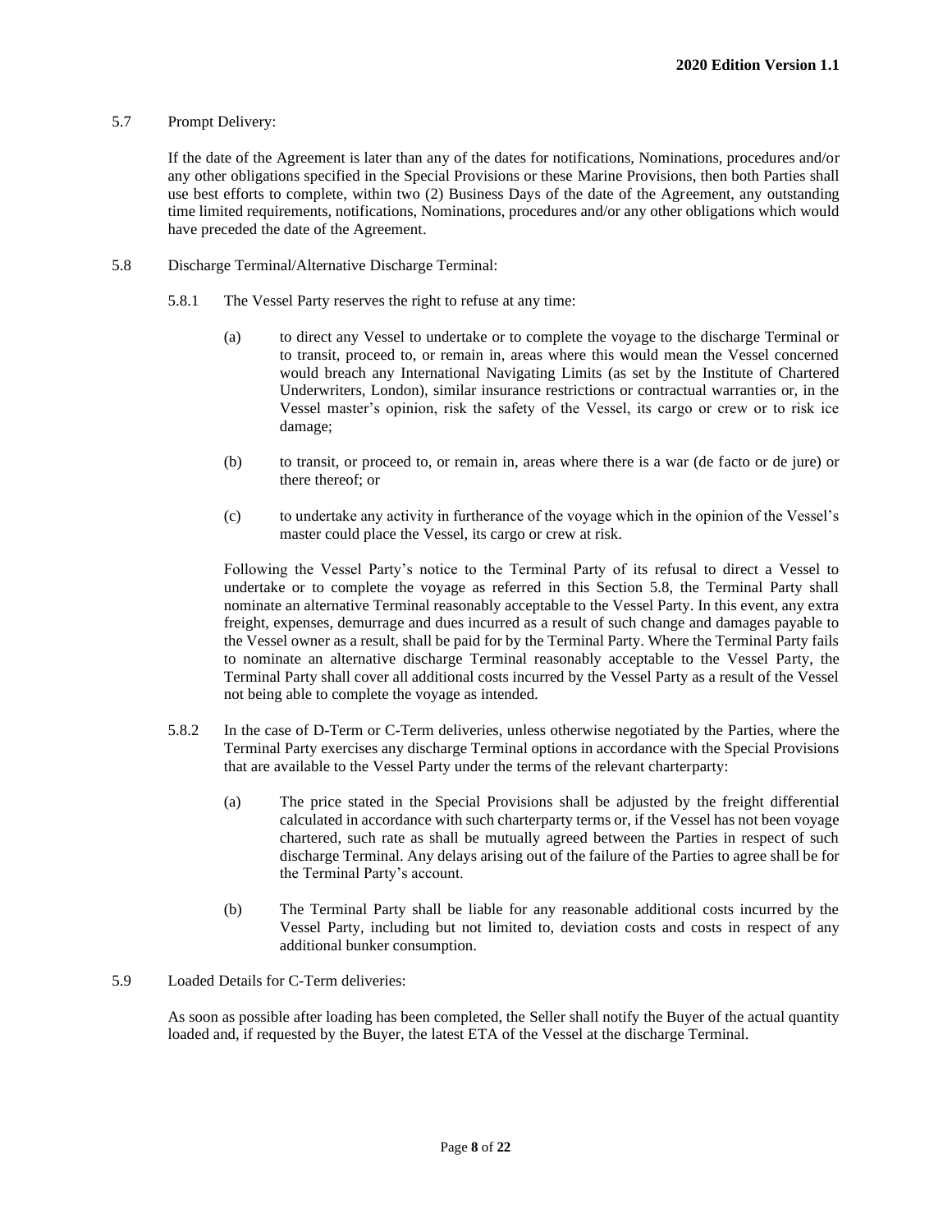5.7 Prompt Delivery:

If the date of the Agreement is later than any of the dates for notifications, Nominations, procedures and/or any other obligations specified in the Special Provisions or these Marine Provisions, then both Parties shall use best efforts to complete, within two (2) Business Days of the date of the Agreement, any outstanding time limited requirements, notifications, Nominations, procedures and/or any other obligations which would have preceded the date of the Agreement.

5.8 Discharge Terminal/Alternative Discharge Terminal:

5.8.1 The Vessel Party reserves the right to refuse at any time:

(a) to direct any Vessel to undertake or to complete the voyage to the discharge Terminal or to transit, proceed to, or remain in, areas where this would mean the Vessel concerned would breach any International Navigating Limits (as set by the Institute of Chartered Underwriters, London), similar insurance restrictions or contractual warranties or, in the Vessel master's opinion, risk the safety of the Vessel, its cargo or crew or to risk ice damage;

(b) to transit, or proceed to, or remain in, areas where there is a war (de facto or de jure) or there thereof; or

(c) to undertake any activity in furtherance of the voyage which in the opinion of the Vessel's master could place the Vessel, its cargo or crew at risk.

Following the Vessel Party's notice to the Terminal Party of its refusal to direct a Vessel to undertake or to complete the voyage as referred in this Section 5.8, the Terminal Party shall nominate an alternative Terminal reasonably acceptable to the Vessel Party. In this event, any extra freight, expenses, demurrage and dues incurred as a result of such change and damages payable to the Vessel owner as a result, shall be paid for by the Terminal Party. Where the Terminal Party fails to nominate an alternative discharge Terminal reasonably acceptable to the Vessel Party, the Terminal Party shall cover all additional costs incurred by the Vessel Party as a result of the Vessel not being able to complete the voyage as intended.

5.8.2 In the case of D-Term or C-Term deliveries, unless otherwise negotiated by the Parties, where the Terminal Party exercises any discharge Terminal options in accordance with the Special Provisions that are available to the Vessel Party under the terms of the relevant charterparty:

(a) The price stated in the Special Provisions shall be adjusted by the freight differential calculated in accordance with such charterparty terms or, if the Vessel has not been voyage chartered, such rate as shall be mutually agreed between the Parties in respect of such discharge Terminal. Any delays arising out of the failure of the Parties to agree shall be for the Terminal Party's account.

(b) The Terminal Party shall be liable for any reasonable additional costs incurred by the Vessel Party, including but not limited to, deviation costs and costs in respect of any additional bunker consumption.

5.9 Loaded Details for C-Term deliveries:

As soon as possible after loading has been completed, the Seller shall notify the Buyer of the actual quantity loaded and, if requested by the Buyer, the latest ETA of the Vessel at the discharge Terminal.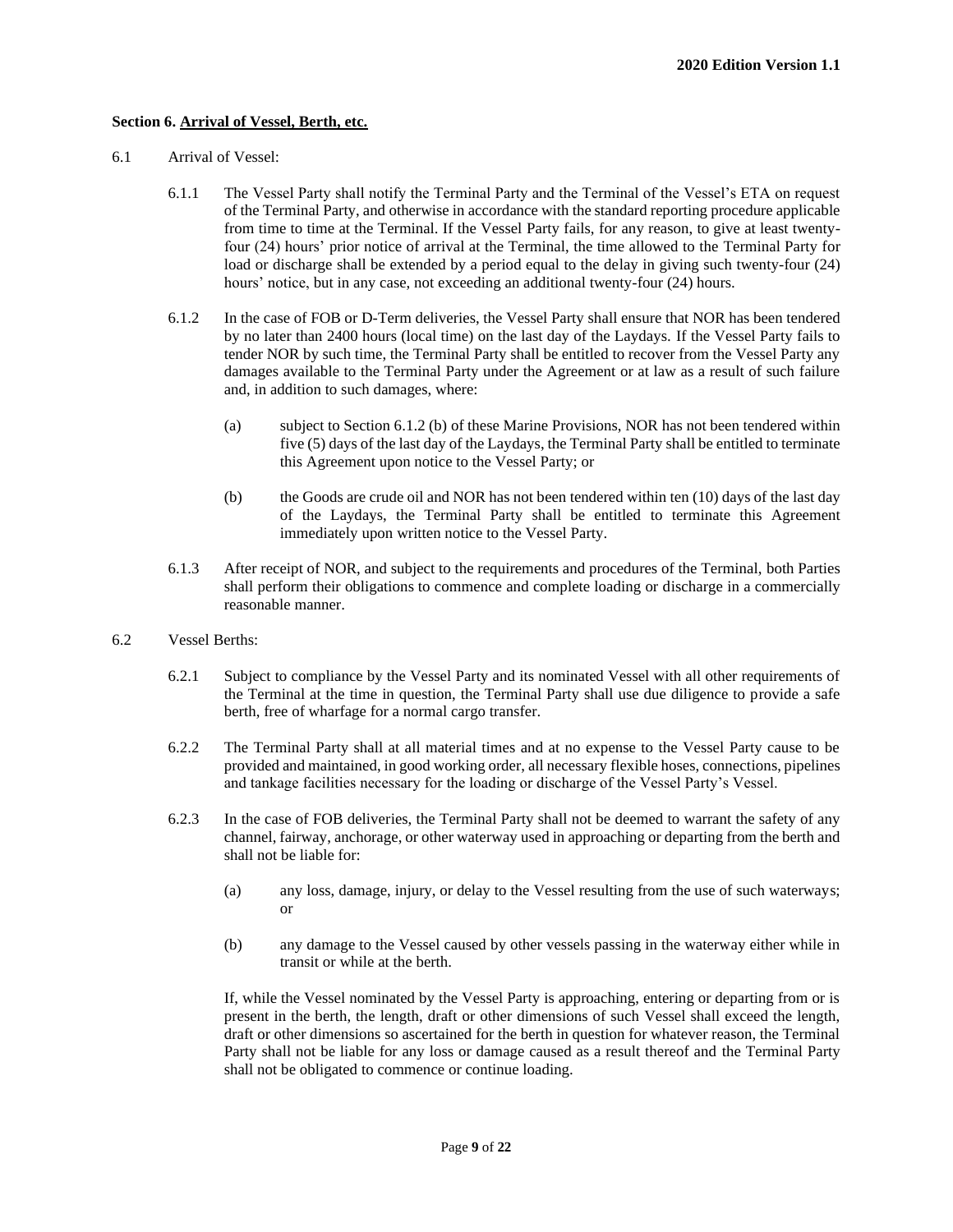### Section 6. Arrival of Vessel, Berth, etc.

6.1 Arrival of Vessel:

6.1.1 The Vessel Party shall notify the Terminal Party and the Terminal of the Vessel's ETA on request of the Terminal Party, and otherwise in accordance with the standard reporting procedure applicable from time to time at the Terminal. If the Vessel Party fails, for any reason, to give at least twenty-four (24) hours' prior notice of arrival at the Terminal, the time allowed to the Terminal Party for load or discharge shall be extended by a period equal to the delay in giving such twenty-four (24) hours' notice, but in any case, not exceeding an additional twenty-four (24) hours.

6.1.2 In the case of FOB or D-Term deliveries, the Vessel Party shall ensure that NOR has been tendered by no later than 2400 hours (local time) on the last day of the Laydays. If the Vessel Party fails to tender NOR by such time, the Terminal Party shall be entitled to recover from the Vessel Party any damages available to the Terminal Party under the Agreement or at law as a result of such failure and, in addition to such damages, where:

(a) subject to Section 6.1.2 (b) of these Marine Provisions, NOR has not been tendered within five (5) days of the last day of the Laydays, the Terminal Party shall be entitled to terminate this Agreement upon notice to the Vessel Party; or

(b) the Goods are crude oil and NOR has not been tendered within ten (10) days of the last day of the Laydays, the Terminal Party shall be entitled to terminate this Agreement immediately upon written notice to the Vessel Party.

6.1.3 After receipt of NOR, and subject to the requirements and procedures of the Terminal, both Parties shall perform their obligations to commence and complete loading or discharge in a commercially reasonable manner.

6.2 Vessel Berths:

6.2.1 Subject to compliance by the Vessel Party and its nominated Vessel with all other requirements of the Terminal at the time in question, the Terminal Party shall use due diligence to provide a safe berth, free of wharfage for a normal cargo transfer.

6.2.2 The Terminal Party shall at all material times and at no expense to the Vessel Party cause to be provided and maintained, in good working order, all necessary flexible hoses, connections, pipelines and tankage facilities necessary for the loading or discharge of the Vessel Party's Vessel.

6.2.3 In the case of FOB deliveries, the Terminal Party shall not be deemed to warrant the safety of any channel, fairway, anchorage, or other waterway used in approaching or departing from the berth and shall not be liable for:

(a) any loss, damage, injury, or delay to the Vessel resulting from the use of such waterways; or

(b) any damage to the Vessel caused by other vessels passing in the waterway either while in transit or while at the berth.

If, while the Vessel nominated by the Vessel Party is approaching, entering or departing from or is present in the berth, the length, draft or other dimensions of such Vessel shall exceed the length, draft or other dimensions so ascertained for the berth in question for whatever reason, the Terminal Party shall not be liable for any loss or damage caused as a result thereof and the Terminal Party shall not be obligated to commence or continue loading.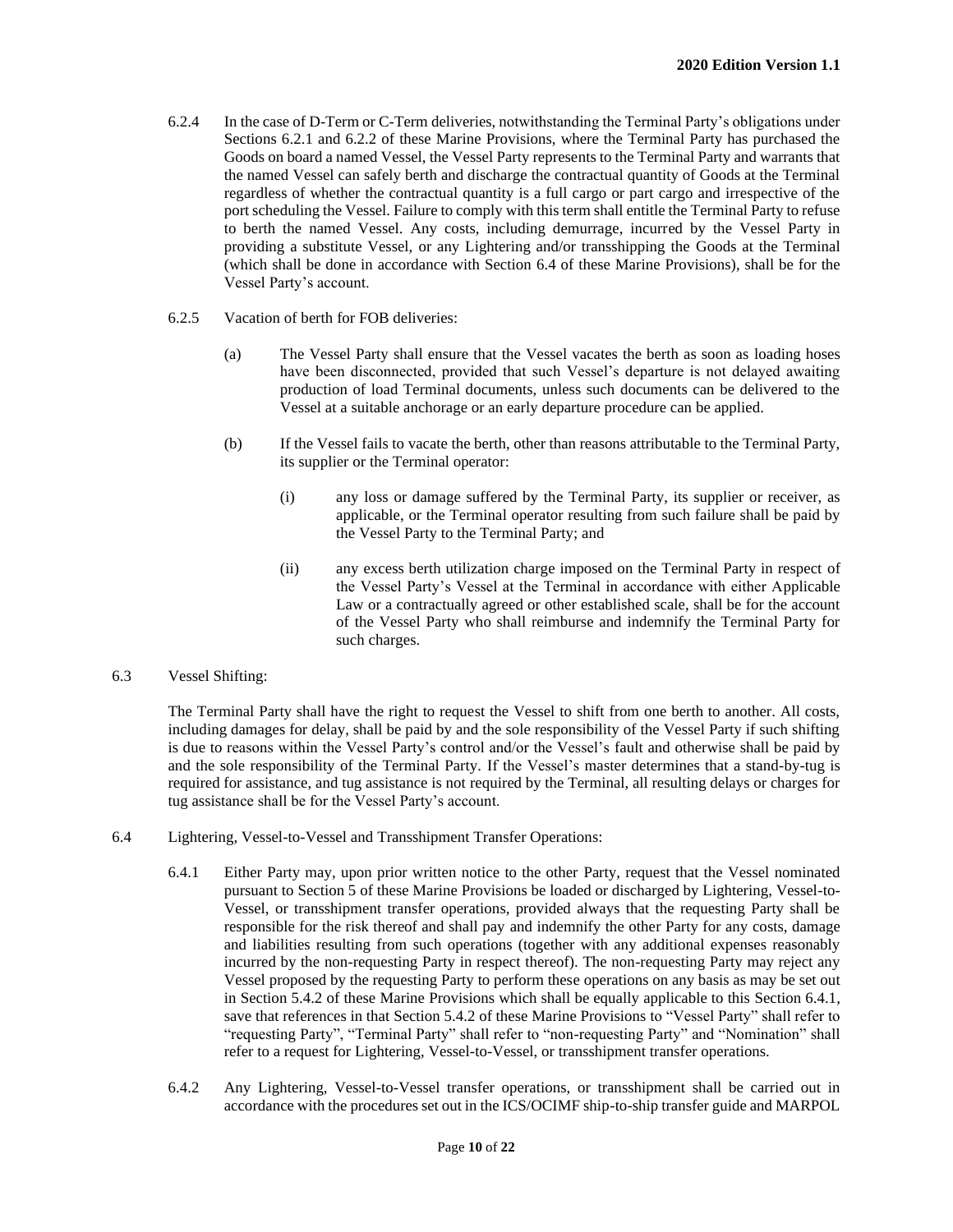6.2.4 In the case of D-Term or C-Term deliveries, notwithstanding the Terminal Party's obligations under Sections 6.2.1 and 6.2.2 of these Marine Provisions, where the Terminal Party has purchased the Goods on board a named Vessel, the Vessel Party represents to the Terminal Party and warrants that the named Vessel can safely berth and discharge the contractual quantity of Goods at the Terminal regardless of whether the contractual quantity is a full cargo or part cargo and irrespective of the port scheduling the Vessel. Failure to comply with this term shall entitle the Terminal Party to refuse to berth the named Vessel. Any costs, including demurrage, incurred by the Vessel Party in providing a substitute Vessel, or any Lightering and/or transshipping the Goods at the Terminal (which shall be done in accordance with Section 6.4 of these Marine Provisions), shall be for the Vessel Party's account.

6.2.5 Vacation of berth for FOB deliveries:

(a) The Vessel Party shall ensure that the Vessel vacates the berth as soon as loading hoses have been disconnected, provided that such Vessel's departure is not delayed awaiting production of load Terminal documents, unless such documents can be delivered to the Vessel at a suitable anchorage or an early departure procedure can be applied.

(b) If the Vessel fails to vacate the berth, other than reasons attributable to the Terminal Party, its supplier or the Terminal operator:

(i) any loss or damage suffered by the Terminal Party, its supplier or receiver, as applicable, or the Terminal operator resulting from such failure shall be paid by the Vessel Party to the Terminal Party; and

(ii) any excess berth utilization charge imposed on the Terminal Party in respect of the Vessel Party's Vessel at the Terminal in accordance with either Applicable Law or a contractually agreed or other established scale, shall be for the account of the Vessel Party who shall reimburse and indemnify the Terminal Party for such charges.

6.3 Vessel Shifting:

The Terminal Party shall have the right to request the Vessel to shift from one berth to another. All costs, including damages for delay, shall be paid by and the sole responsibility of the Vessel Party if such shifting is due to reasons within the Vessel Party's control and/or the Vessel's fault and otherwise shall be paid by and the sole responsibility of the Terminal Party. If the Vessel's master determines that a stand-by-tug is required for assistance, and tug assistance is not required by the Terminal, all resulting delays or charges for tug assistance shall be for the Vessel Party's account.

6.4 Lightering, Vessel-to-Vessel and Transshipment Transfer Operations:

6.4.1 Either Party may, upon prior written notice to the other Party, request that the Vessel nominated pursuant to Section 5 of these Marine Provisions be loaded or discharged by Lightering, Vessel-to-Vessel, or transshipment transfer operations, provided always that the requesting Party shall be responsible for the risk thereof and shall pay and indemnify the other Party for any costs, damage and liabilities resulting from such operations (together with any additional expenses reasonably incurred by the non-requesting Party in respect thereof). The non-requesting Party may reject any Vessel proposed by the requesting Party to perform these operations on any basis as may be set out in Section 5.4.2 of these Marine Provisions which shall be equally applicable to this Section 6.4.1, save that references in that Section 5.4.2 of these Marine Provisions to "Vessel Party" shall refer to "requesting Party", "Terminal Party" shall refer to "non-requesting Party" and "Nomination" shall refer to a request for Lightering, Vessel-to-Vessel, or transshipment transfer operations.

6.4.2 Any Lightering, Vessel-to-Vessel transfer operations, or transshipment shall be carried out in accordance with the procedures set out in the ICS/OCIMF ship-to-ship transfer guide and MARPOL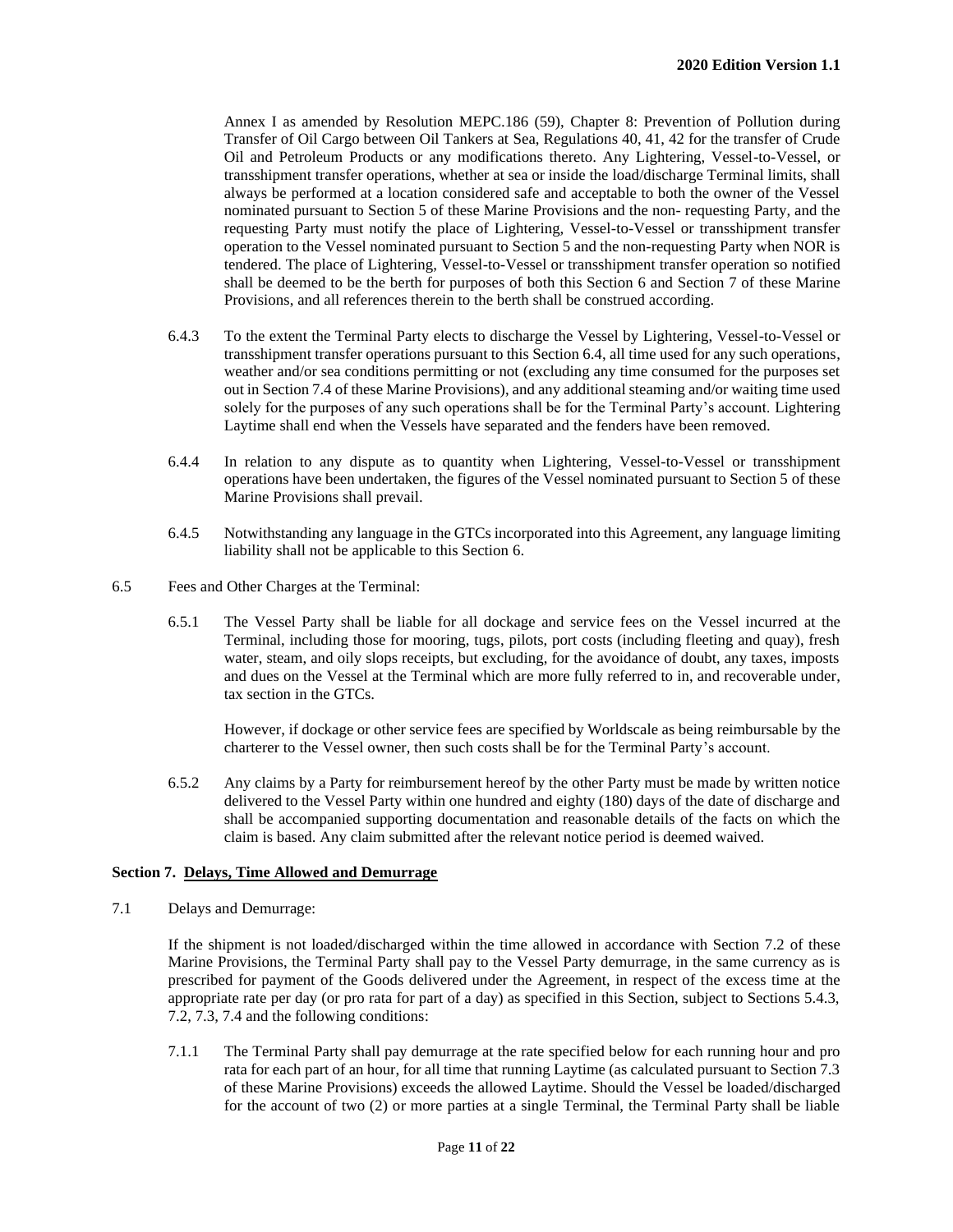Annex I as amended by Resolution MEPC.186 (59), Chapter 8: Prevention of Pollution during Transfer of Oil Cargo between Oil Tankers at Sea, Regulations 40, 41, 42 for the transfer of Crude Oil and Petroleum Products or any modifications thereto. Any Lightering, Vessel-to-Vessel, or transshipment transfer operations, whether at sea or inside the load/discharge Terminal limits, shall always be performed at a location considered safe and acceptable to both the owner of the Vessel nominated pursuant to Section 5 of these Marine Provisions and the non- requesting Party, and the requesting Party must notify the place of Lightering, Vessel-to-Vessel or transshipment transfer operation to the Vessel nominated pursuant to Section 5 and the non-requesting Party when NOR is tendered. The place of Lightering, Vessel-to-Vessel or transshipment transfer operation so notified shall be deemed to be the berth for purposes of both this Section 6 and Section 7 of these Marine Provisions, and all references therein to the berth shall be construed according.

6.4.3 To the extent the Terminal Party elects to discharge the Vessel by Lightering, Vessel-to-Vessel or transshipment transfer operations pursuant to this Section 6.4, all time used for any such operations, weather and/or sea conditions permitting or not (excluding any time consumed for the purposes set out in Section 7.4 of these Marine Provisions), and any additional steaming and/or waiting time used solely for the purposes of any such operations shall be for the Terminal Party's account. Lightering Laytime shall end when the Vessels have separated and the fenders have been removed.

6.4.4 In relation to any dispute as to quantity when Lightering, Vessel-to-Vessel or transshipment operations have been undertaken, the figures of the Vessel nominated pursuant to Section 5 of these Marine Provisions shall prevail.

6.4.5 Notwithstanding any language in the GTCs incorporated into this Agreement, any language limiting liability shall not be applicable to this Section 6.

6.5 Fees and Other Charges at the Terminal:

6.5.1 The Vessel Party shall be liable for all dockage and service fees on the Vessel incurred at the Terminal, including those for mooring, tugs, pilots, port costs (including fleeting and quay), fresh water, steam, and oily slops receipts, but excluding, for the avoidance of doubt, any taxes, imposts and dues on the Vessel at the Terminal which are more fully referred to in, and recoverable under, tax section in the GTCs.

However, if dockage or other service fees are specified by Worldscale as being reimbursable by the charterer to the Vessel owner, then such costs shall be for the Terminal Party's account.

6.5.2 Any claims by a Party for reimbursement hereof by the other Party must be made by written notice delivered to the Vessel Party within one hundred and eighty (180) days of the date of discharge and shall be accompanied supporting documentation and reasonable details of the facts on which the claim is based. Any claim submitted after the relevant notice period is deemed waived.

## Section 7. Delays, Time Allowed and Demurrage

7.1 Delays and Demurrage:

If the shipment is not loaded/discharged within the time allowed in accordance with Section 7.2 of these Marine Provisions, the Terminal Party shall pay to the Vessel Party demurrage, in the same currency as is prescribed for payment of the Goods delivered under the Agreement, in respect of the excess time at the appropriate rate per day (or pro rata for part of a day) as specified in this Section, subject to Sections 5.4.3, 7.2, 7.3, 7.4 and the following conditions:

7.1.1 The Terminal Party shall pay demurrage at the rate specified below for each running hour and pro rata for each part of an hour, for all time that running Laytime (as calculated pursuant to Section 7.3 of these Marine Provisions) exceeds the allowed Laytime. Should the Vessel be loaded/discharged for the account of two (2) or more parties at a single Terminal, the Terminal Party shall be liable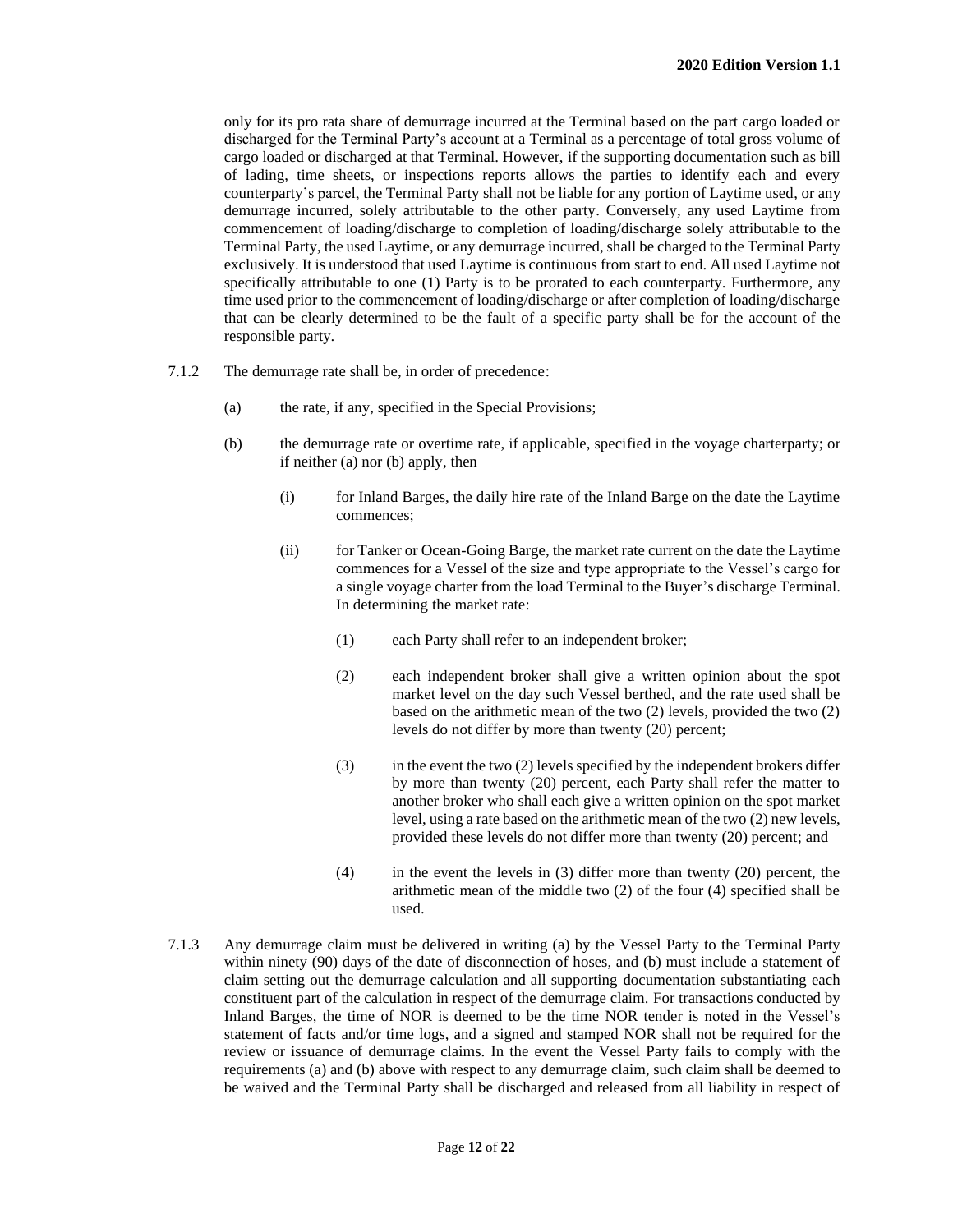only for its pro rata share of demurrage incurred at the Terminal based on the part cargo loaded or discharged for the Terminal Party's account at a Terminal as a percentage of total gross volume of cargo loaded or discharged at that Terminal. However, if the supporting documentation such as bill of lading, time sheets, or inspections reports allows the parties to identify each and every counterparty's parcel, the Terminal Party shall not be liable for any portion of Laytime used, or any demurrage incurred, solely attributable to the other party. Conversely, any used Laytime from commencement of loading/discharge to completion of loading/discharge solely attributable to the Terminal Party, the used Laytime, or any demurrage incurred, shall be charged to the Terminal Party exclusively. It is understood that used Laytime is continuous from start to end. All used Laytime not specifically attributable to one (1) Party is to be prorated to each counterparty. Furthermore, any time used prior to the commencement of loading/discharge or after completion of loading/discharge that can be clearly determined to be the fault of a specific party shall be for the account of the responsible party.

7.1.2 The demurrage rate shall be, in order of precedence:

(a) the rate, if any, specified in the Special Provisions;

(b) the demurrage rate or overtime rate, if applicable, specified in the voyage charterparty; or if neither (a) nor (b) apply, then

(i) for Inland Barges, the daily hire rate of the Inland Barge on the date the Laytime commences;

(ii) for Tanker or Ocean-Going Barge, the market rate current on the date the Laytime commences for a Vessel of the size and type appropriate to the Vessel's cargo for a single voyage charter from the load Terminal to the Buyer's discharge Terminal. In determining the market rate:

(1) each Party shall refer to an independent broker;

(2) each independent broker shall give a written opinion about the spot market level on the day such Vessel berthed, and the rate used shall be based on the arithmetic mean of the two (2) levels, provided the two (2) levels do not differ by more than twenty (20) percent;

(3) in the event the two (2) levels specified by the independent brokers differ by more than twenty (20) percent, each Party shall refer the matter to another broker who shall each give a written opinion on the spot market level, using a rate based on the arithmetic mean of the two (2) new levels, provided these levels do not differ more than twenty (20) percent; and

(4) in the event the levels in (3) differ more than twenty (20) percent, the arithmetic mean of the middle two (2) of the four (4) specified shall be used.

7.1.3 Any demurrage claim must be delivered in writing (a) by the Vessel Party to the Terminal Party within ninety (90) days of the date of disconnection of hoses, and (b) must include a statement of claim setting out the demurrage calculation and all supporting documentation substantiating each constituent part of the calculation in respect of the demurrage claim. For transactions conducted by Inland Barges, the time of NOR is deemed to be the time NOR tender is noted in the Vessel's statement of facts and/or time logs, and a signed and stamped NOR shall not be required for the review or issuance of demurrage claims. In the event the Vessel Party fails to comply with the requirements (a) and (b) above with respect to any demurrage claim, such claim shall be deemed to be waived and the Terminal Party shall be discharged and released from all liability in respect of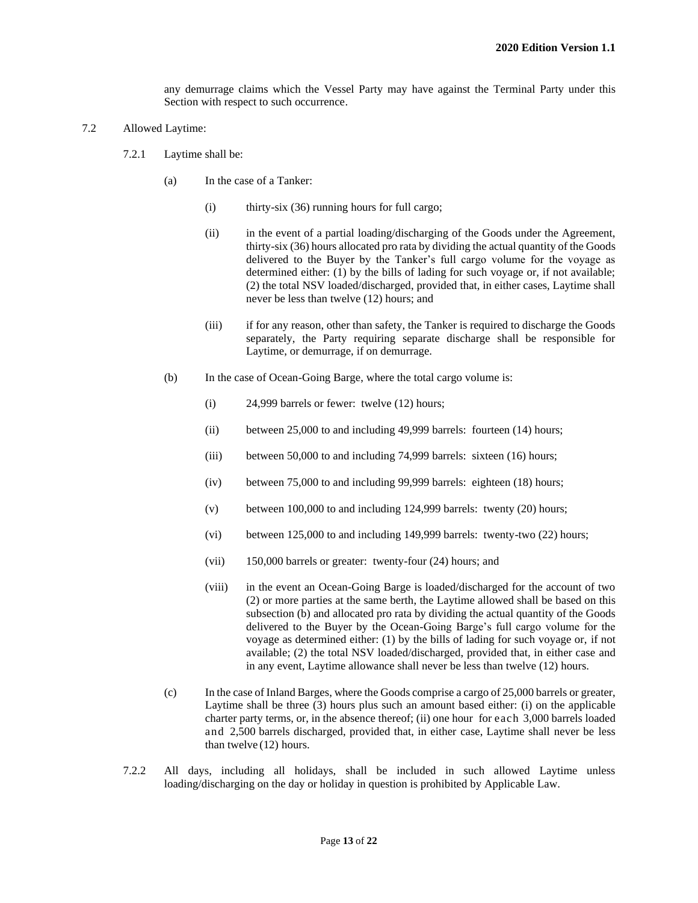any demurrage claims which the Vessel Party may have against the Terminal Party under this Section with respect to such occurrence.

7.2 Allowed Laytime:

7.2.1 Laytime shall be:

(a) In the case of a Tanker:

(i) thirty-six (36) running hours for full cargo;

(ii) in the event of a partial loading/discharging of the Goods under the Agreement, thirty-six (36) hours allocated pro rata by dividing the actual quantity of the Goods delivered to the Buyer by the Tanker's full cargo volume for the voyage as determined either: (1) by the bills of lading for such voyage or, if not available; (2) the total NSV loaded/discharged, provided that, in either cases, Laytime shall never be less than twelve (12) hours; and

(iii) if for any reason, other than safety, the Tanker is required to discharge the Goods separately, the Party requiring separate discharge shall be responsible for Laytime, or demurrage, if on demurrage.

(b) In the case of Ocean-Going Barge, where the total cargo volume is:

(i) 24,999 barrels or fewer: twelve (12) hours;

(ii) between 25,000 to and including 49,999 barrels: fourteen (14) hours;

(iii) between 50,000 to and including 74,999 barrels: sixteen (16) hours;

(iv) between 75,000 to and including 99,999 barrels: eighteen (18) hours;

(v) between 100,000 to and including 124,999 barrels: twenty (20) hours;

(vi) between 125,000 to and including 149,999 barrels: twenty-two (22) hours;

(vii) 150,000 barrels or greater: twenty-four (24) hours; and

(viii) in the event an Ocean-Going Barge is loaded/discharged for the account of two (2) or more parties at the same berth, the Laytime allowed shall be based on this subsection (b) and allocated pro rata by dividing the actual quantity of the Goods delivered to the Buyer by the Ocean-Going Barge's full cargo volume for the voyage as determined either: (1) by the bills of lading for such voyage or, if not available; (2) the total NSV loaded/discharged, provided that, in either case and in any event, Laytime allowance shall never be less than twelve (12) hours.

(c) In the case of Inland Barges, where the Goods comprise a cargo of 25,000 barrels or greater, Laytime shall be three (3) hours plus such an amount based either: (i) on the applicable charter party terms, or, in the absence thereof; (ii) one hour for each 3,000 barrels loaded and 2,500 barrels discharged, provided that, in either case, Laytime shall never be less than twelve (12) hours.

7.2.2 All days, including all holidays, shall be included in such allowed Laytime unless loading/discharging on the day or holiday in question is prohibited by Applicable Law.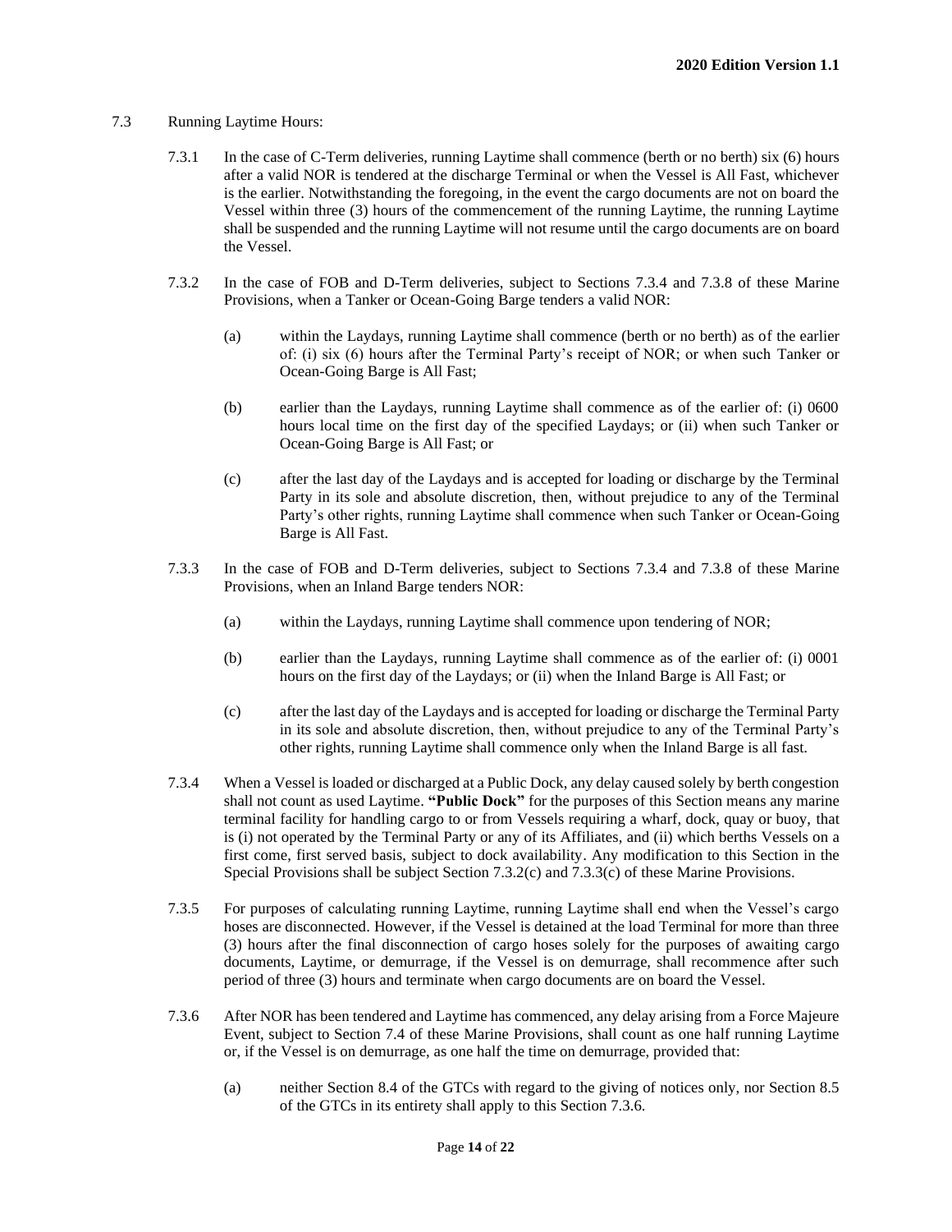7.3 Running Laytime Hours:

7.3.1 In the case of C-Term deliveries, running Laytime shall commence (berth or no berth) six (6) hours after a valid NOR is tendered at the discharge Terminal or when the Vessel is All Fast, whichever is the earlier. Notwithstanding the foregoing, in the event the cargo documents are not on board the Vessel within three (3) hours of the commencement of the running Laytime, the running Laytime shall be suspended and the running Laytime will not resume until the cargo documents are on board the Vessel.

7.3.2 In the case of FOB and D-Term deliveries, subject to Sections 7.3.4 and 7.3.8 of these Marine Provisions, when a Tanker or Ocean-Going Barge tenders a valid NOR:

(a) within the Laydays, running Laytime shall commence (berth or no berth) as of the earlier of: (i) six (6) hours after the Terminal Party's receipt of NOR; or when such Tanker or Ocean-Going Barge is All Fast;

(b) earlier than the Laydays, running Laytime shall commence as of the earlier of: (i) 0600 hours local time on the first day of the specified Laydays; or (ii) when such Tanker or Ocean-Going Barge is All Fast; or

(c) after the last day of the Laydays and is accepted for loading or discharge by the Terminal Party in its sole and absolute discretion, then, without prejudice to any of the Terminal Party's other rights, running Laytime shall commence when such Tanker or Ocean-Going Barge is All Fast.

7.3.3 In the case of FOB and D-Term deliveries, subject to Sections 7.3.4 and 7.3.8 of these Marine Provisions, when an Inland Barge tenders NOR:

(a) within the Laydays, running Laytime shall commence upon tendering of NOR;

(b) earlier than the Laydays, running Laytime shall commence as of the earlier of: (i) 0001 hours on the first day of the Laydays; or (ii) when the Inland Barge is All Fast; or

(c) after the last day of the Laydays and is accepted for loading or discharge the Terminal Party in its sole and absolute discretion, then, without prejudice to any of the Terminal Party's other rights, running Laytime shall commence only when the Inland Barge is all fast.

7.3.4 When a Vessel is loaded or discharged at a Public Dock, any delay caused solely by berth congestion shall not count as used Laytime. **"Public Dock"** for the purposes of this Section means any marine terminal facility for handling cargo to or from Vessels requiring a wharf, dock, quay or buoy, that is (i) not operated by the Terminal Party or any of its Affiliates, and (ii) which berths Vessels on a first come, first served basis, subject to dock availability. Any modification to this Section in the Special Provisions shall be subject Section 7.3.2(c) and 7.3.3(c) of these Marine Provisions.

7.3.5 For purposes of calculating running Laytime, running Laytime shall end when the Vessel's cargo hoses are disconnected. However, if the Vessel is detained at the load Terminal for more than three (3) hours after the final disconnection of cargo hoses solely for the purposes of awaiting cargo documents, Laytime, or demurrage, if the Vessel is on demurrage, shall recommence after such period of three (3) hours and terminate when cargo documents are on board the Vessel.

7.3.6 After NOR has been tendered and Laytime has commenced, any delay arising from a Force Majeure Event, subject to Section 7.4 of these Marine Provisions, shall count as one half running Laytime or, if the Vessel is on demurrage, as one half the time on demurrage, provided that:

(a) neither Section 8.4 of the GTCs with regard to the giving of notices only, nor Section 8.5 of the GTCs in its entirety shall apply to this Section 7.3.6.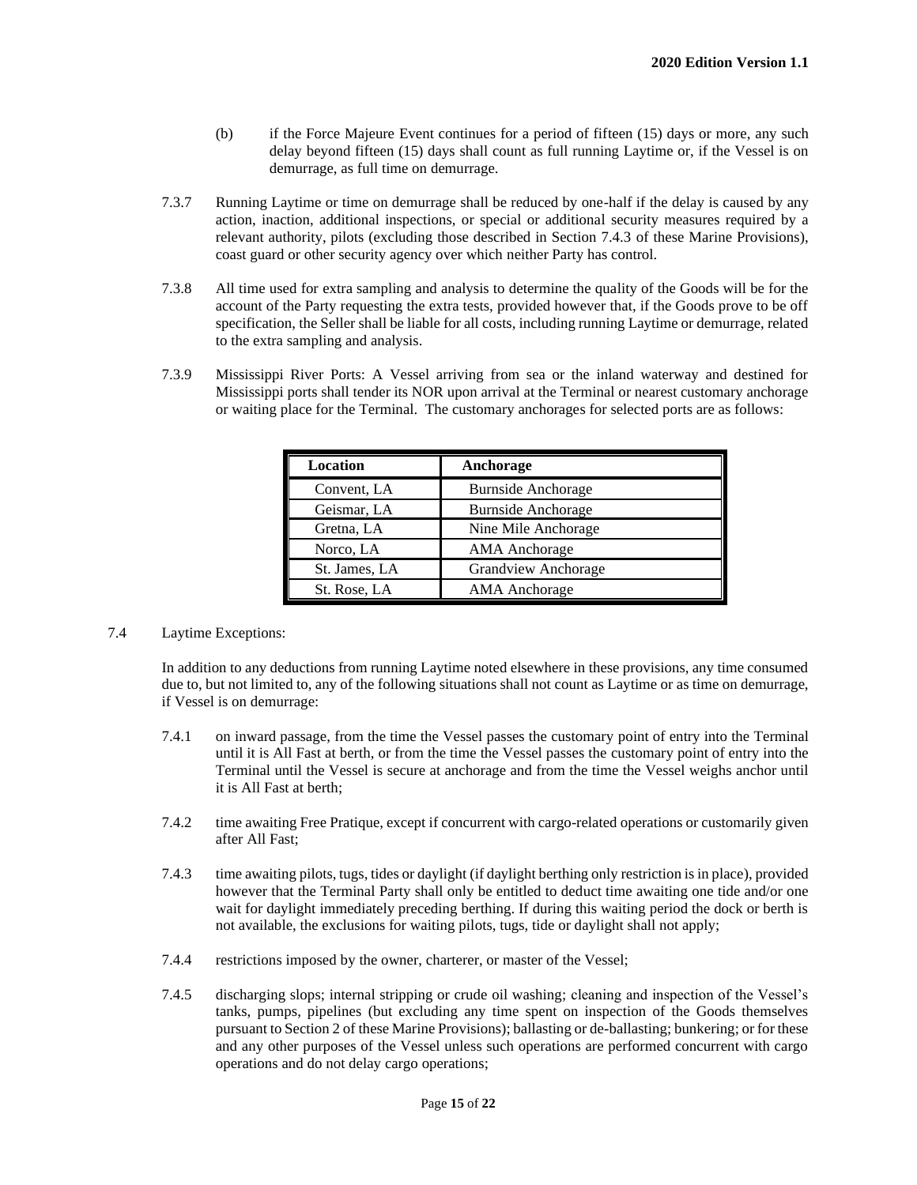(b) if the Force Majeure Event continues for a period of fifteen (15) days or more, any such delay beyond fifteen (15) days shall count as full running Laytime or, if the Vessel is on demurrage, as full time on demurrage.

7.3.7 Running Laytime or time on demurrage shall be reduced by one-half if the delay is caused by any action, inaction, additional inspections, or special or additional security measures required by a relevant authority, pilots (excluding those described in Section 7.4.3 of these Marine Provisions), coast guard or other security agency over which neither Party has control.

7.3.8 All time used for extra sampling and analysis to determine the quality of the Goods will be for the account of the Party requesting the extra tests, provided however that, if the Goods prove to be off specification, the Seller shall be liable for all costs, including running Laytime or demurrage, related to the extra sampling and analysis.

7.3.9 Mississippi River Ports: A Vessel arriving from sea or the inland waterway and destined for Mississippi ports shall tender its NOR upon arrival at the Terminal or nearest customary anchorage or waiting place for the Terminal. The customary anchorages for selected ports are as follows:

| Location | Anchorage |
|---|---|
| Convent, LA | Burnside Anchorage |
| Geismar, LA | Burnside Anchorage |
| Gretna, LA | Nine Mile Anchorage |
| Norco, LA | AMA Anchorage |
| St. James, LA | Grandview Anchorage |
| St. Rose, LA | AMA Anchorage |

7.4 Laytime Exceptions:

In addition to any deductions from running Laytime noted elsewhere in these provisions, any time consumed due to, but not limited to, any of the following situations shall not count as Laytime or as time on demurrage, if Vessel is on demurrage:

7.4.1 on inward passage, from the time the Vessel passes the customary point of entry into the Terminal until it is All Fast at berth, or from the time the Vessel passes the customary point of entry into the Terminal until the Vessel is secure at anchorage and from the time the Vessel weighs anchor until it is All Fast at berth;

7.4.2 time awaiting Free Pratique, except if concurrent with cargo-related operations or customarily given after All Fast;

7.4.3 time awaiting pilots, tugs, tides or daylight (if daylight berthing only restriction is in place), provided however that the Terminal Party shall only be entitled to deduct time awaiting one tide and/or one wait for daylight immediately preceding berthing. If during this waiting period the dock or berth is not available, the exclusions for waiting pilots, tugs, tide or daylight shall not apply;

7.4.4 restrictions imposed by the owner, charterer, or master of the Vessel;

7.4.5 discharging slops; internal stripping or crude oil washing; cleaning and inspection of the Vessel's tanks, pumps, pipelines (but excluding any time spent on inspection of the Goods themselves pursuant to Section 2 of these Marine Provisions); ballasting or de-ballasting; bunkering; or for these and any other purposes of the Vessel unless such operations are performed concurrent with cargo operations and do not delay cargo operations;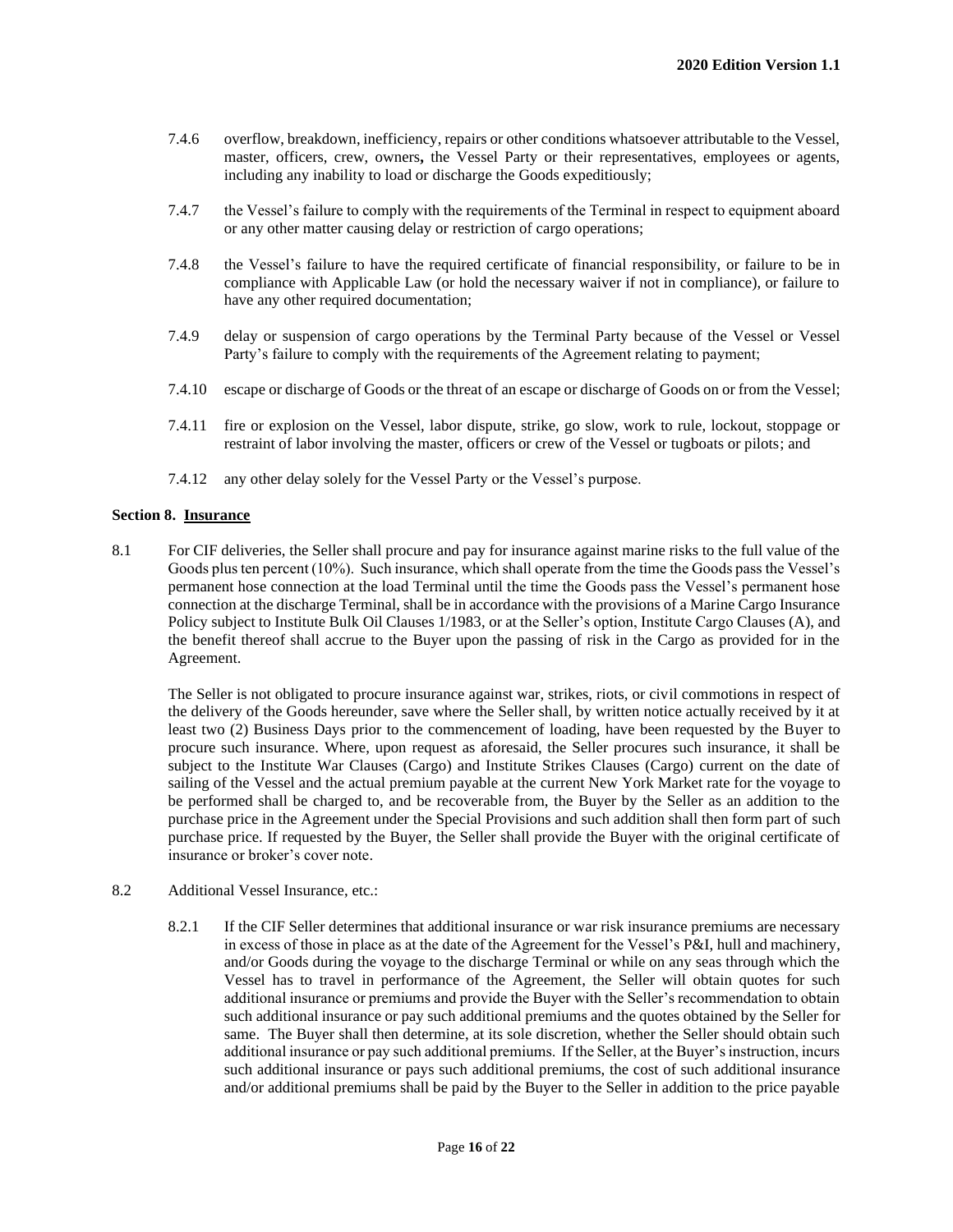7.4.6 overflow, breakdown, inefficiency, repairs or other conditions whatsoever attributable to the Vessel, master, officers, crew, owners**,** the Vessel Party or their representatives, employees or agents, including any inability to load or discharge the Goods expeditiously;

7.4.7 the Vessel's failure to comply with the requirements of the Terminal in respect to equipment aboard or any other matter causing delay or restriction of cargo operations;

7.4.8 the Vessel's failure to have the required certificate of financial responsibility, or failure to be in compliance with Applicable Law (or hold the necessary waiver if not in compliance), or failure to have any other required documentation;

7.4.9 delay or suspension of cargo operations by the Terminal Party because of the Vessel or Vessel Party's failure to comply with the requirements of the Agreement relating to payment;

7.4.10 escape or discharge of Goods or the threat of an escape or discharge of Goods on or from the Vessel;

7.4.11 fire or explosion on the Vessel, labor dispute, strike, go slow, work to rule, lockout, stoppage or restraint of labor involving the master, officers or crew of the Vessel or tugboats or pilots; and

7.4.12 any other delay solely for the Vessel Party or the Vessel's purpose.

**Section 8. <u>Insurance</u>**

8.1 For CIF deliveries, the Seller shall procure and pay for insurance against marine risks to the full value of the Goods plus ten percent (10%). Such insurance, which shall operate from the time the Goods pass the Vessel's permanent hose connection at the load Terminal until the time the Goods pass the Vessel's permanent hose connection at the discharge Terminal, shall be in accordance with the provisions of a Marine Cargo Insurance Policy subject to Institute Bulk Oil Clauses 1/1983, or at the Seller's option, Institute Cargo Clauses (A), and the benefit thereof shall accrue to the Buyer upon the passing of risk in the Cargo as provided for in the Agreement.

The Seller is not obligated to procure insurance against war, strikes, riots, or civil commotions in respect of the delivery of the Goods hereunder, save where the Seller shall, by written notice actually received by it at least two (2) Business Days prior to the commencement of loading, have been requested by the Buyer to procure such insurance. Where, upon request as aforesaid, the Seller procures such insurance, it shall be subject to the Institute War Clauses (Cargo) and Institute Strikes Clauses (Cargo) current on the date of sailing of the Vessel and the actual premium payable at the current New York Market rate for the voyage to be performed shall be charged to, and be recoverable from, the Buyer by the Seller as an addition to the purchase price in the Agreement under the Special Provisions and such addition shall then form part of such purchase price. If requested by the Buyer, the Seller shall provide the Buyer with the original certificate of insurance or broker's cover note.

8.2 Additional Vessel Insurance, etc.:

8.2.1 If the CIF Seller determines that additional insurance or war risk insurance premiums are necessary in excess of those in place as at the date of the Agreement for the Vessel's P&I, hull and machinery, and/or Goods during the voyage to the discharge Terminal or while on any seas through which the Vessel has to travel in performance of the Agreement, the Seller will obtain quotes for such additional insurance or premiums and provide the Buyer with the Seller's recommendation to obtain such additional insurance or pay such additional premiums and the quotes obtained by the Seller for same. The Buyer shall then determine, at its sole discretion, whether the Seller should obtain such additional insurance or pay such additional premiums. If the Seller, at the Buyer's instruction, incurs such additional insurance or pays such additional premiums, the cost of such additional insurance and/or additional premiums shall be paid by the Buyer to the Seller in addition to the price payable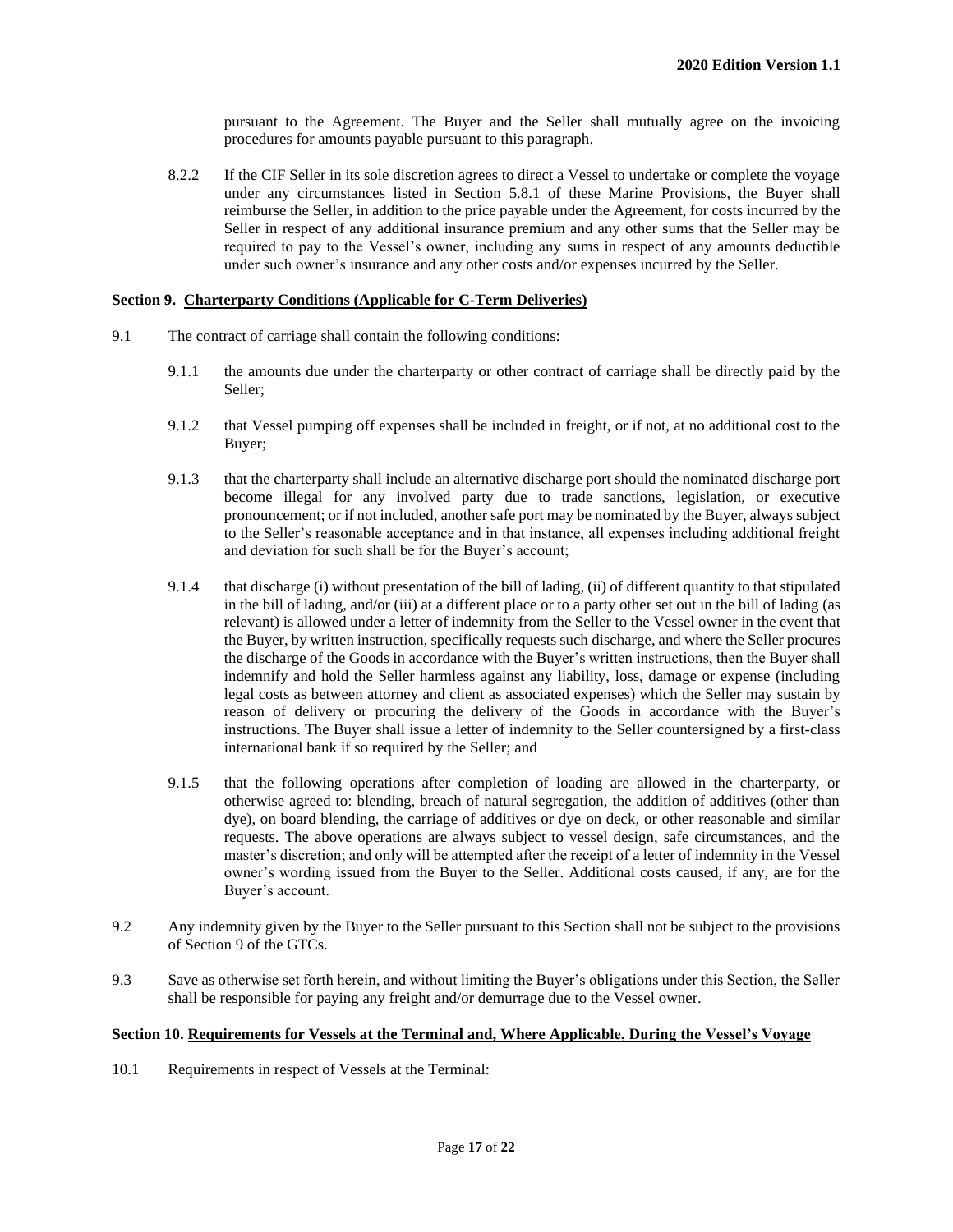pursuant to the Agreement. The Buyer and the Seller shall mutually agree on the invoicing procedures for amounts payable pursuant to this paragraph.

8.2.2 If the CIF Seller in its sole discretion agrees to direct a Vessel to undertake or complete the voyage under any circumstances listed in Section 5.8.1 of these Marine Provisions, the Buyer shall reimburse the Seller, in addition to the price payable under the Agreement, for costs incurred by the Seller in respect of any additional insurance premium and any other sums that the Seller may be required to pay to the Vessel's owner, including any sums in respect of any amounts deductible under such owner's insurance and any other costs and/or expenses incurred by the Seller.

**Section 9. Charterparty Conditions (Applicable for C-Term Deliveries)**

9.1 The contract of carriage shall contain the following conditions:

9.1.1 the amounts due under the charterparty or other contract of carriage shall be directly paid by the Seller;

9.1.2 that Vessel pumping off expenses shall be included in freight, or if not, at no additional cost to the Buyer;

9.1.3 that the charterparty shall include an alternative discharge port should the nominated discharge port become illegal for any involved party due to trade sanctions, legislation, or executive pronouncement; or if not included, another safe port may be nominated by the Buyer, always subject to the Seller's reasonable acceptance and in that instance, all expenses including additional freight and deviation for such shall be for the Buyer's account;

9.1.4 that discharge (i) without presentation of the bill of lading, (ii) of different quantity to that stipulated in the bill of lading, and/or (iii) at a different place or to a party other set out in the bill of lading (as relevant) is allowed under a letter of indemnity from the Seller to the Vessel owner in the event that the Buyer, by written instruction, specifically requests such discharge, and where the Seller procures the discharge of the Goods in accordance with the Buyer's written instructions, then the Buyer shall indemnify and hold the Seller harmless against any liability, loss, damage or expense (including legal costs as between attorney and client as associated expenses) which the Seller may sustain by reason of delivery or procuring the delivery of the Goods in accordance with the Buyer's instructions. The Buyer shall issue a letter of indemnity to the Seller countersigned by a first-class international bank if so required by the Seller; and

9.1.5 that the following operations after completion of loading are allowed in the charterparty, or otherwise agreed to: blending, breach of natural segregation, the addition of additives (other than dye), on board blending, the carriage of additives or dye on deck, or other reasonable and similar requests. The above operations are always subject to vessel design, safe circumstances, and the master's discretion; and only will be attempted after the receipt of a letter of indemnity in the Vessel owner's wording issued from the Buyer to the Seller. Additional costs caused, if any, are for the Buyer's account.

9.2 Any indemnity given by the Buyer to the Seller pursuant to this Section shall not be subject to the provisions of Section 9 of the GTCs.

9.3 Save as otherwise set forth herein, and without limiting the Buyer's obligations under this Section, the Seller shall be responsible for paying any freight and/or demurrage due to the Vessel owner.

**Section 10. Requirements for Vessels at the Terminal and, Where Applicable, During the Vessel's Voyage**

10.1 Requirements in respect of Vessels at the Terminal: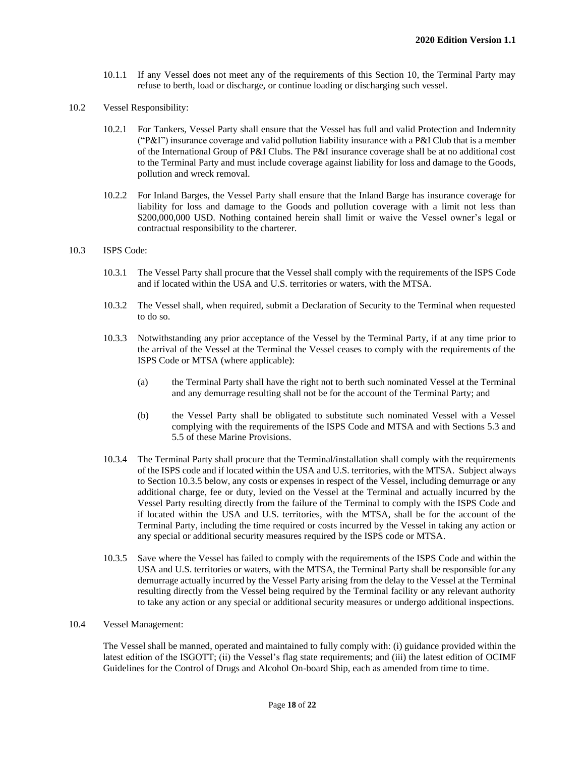10.1.1 If any Vessel does not meet any of the requirements of this Section 10, the Terminal Party may refuse to berth, load or discharge, or continue loading or discharging such vessel.

10.2 Vessel Responsibility:

10.2.1 For Tankers, Vessel Party shall ensure that the Vessel has full and valid Protection and Indemnity ("P&I") insurance coverage and valid pollution liability insurance with a P&I Club that is a member of the International Group of P&I Clubs. The P&I insurance coverage shall be at no additional cost to the Terminal Party and must include coverage against liability for loss and damage to the Goods, pollution and wreck removal.

10.2.2 For Inland Barges, the Vessel Party shall ensure that the Inland Barge has insurance coverage for liability for loss and damage to the Goods and pollution coverage with a limit not less than $200,000,000 USD. Nothing contained herein shall limit or waive the Vessel owner's legal or contractual responsibility to the charterer.

10.3 ISPS Code:

10.3.1 The Vessel Party shall procure that the Vessel shall comply with the requirements of the ISPS Code and if located within the USA and U.S. territories or waters, with the MTSA.

10.3.2 The Vessel shall, when required, submit a Declaration of Security to the Terminal when requested to do so.

10.3.3 Notwithstanding any prior acceptance of the Vessel by the Terminal Party, if at any time prior to the arrival of the Vessel at the Terminal the Vessel ceases to comply with the requirements of the ISPS Code or MTSA (where applicable):

(a) the Terminal Party shall have the right not to berth such nominated Vessel at the Terminal and any demurrage resulting shall not be for the account of the Terminal Party; and

(b) the Vessel Party shall be obligated to substitute such nominated Vessel with a Vessel complying with the requirements of the ISPS Code and MTSA and with Sections 5.3 and 5.5 of these Marine Provisions.

10.3.4 The Terminal Party shall procure that the Terminal/installation shall comply with the requirements of the ISPS code and if located within the USA and U.S. territories, with the MTSA. Subject always to Section 10.3.5 below, any costs or expenses in respect of the Vessel, including demurrage or any additional charge, fee or duty, levied on the Vessel at the Terminal and actually incurred by the Vessel Party resulting directly from the failure of the Terminal to comply with the ISPS Code and if located within the USA and U.S. territories, with the MTSA, shall be for the account of the Terminal Party, including the time required or costs incurred by the Vessel in taking any action or any special or additional security measures required by the ISPS code or MTSA.

10.3.5 Save where the Vessel has failed to comply with the requirements of the ISPS Code and within the USA and U.S. territories or waters, with the MTSA, the Terminal Party shall be responsible for any demurrage actually incurred by the Vessel Party arising from the delay to the Vessel at the Terminal resulting directly from the Vessel being required by the Terminal facility or any relevant authority to take any action or any special or additional security measures or undergo additional inspections.

10.4 Vessel Management:

The Vessel shall be manned, operated and maintained to fully comply with: (i) guidance provided within the latest edition of the ISGOTT; (ii) the Vessel's flag state requirements; and (iii) the latest edition of OCIMF Guidelines for the Control of Drugs and Alcohol On-board Ship, each as amended from time to time.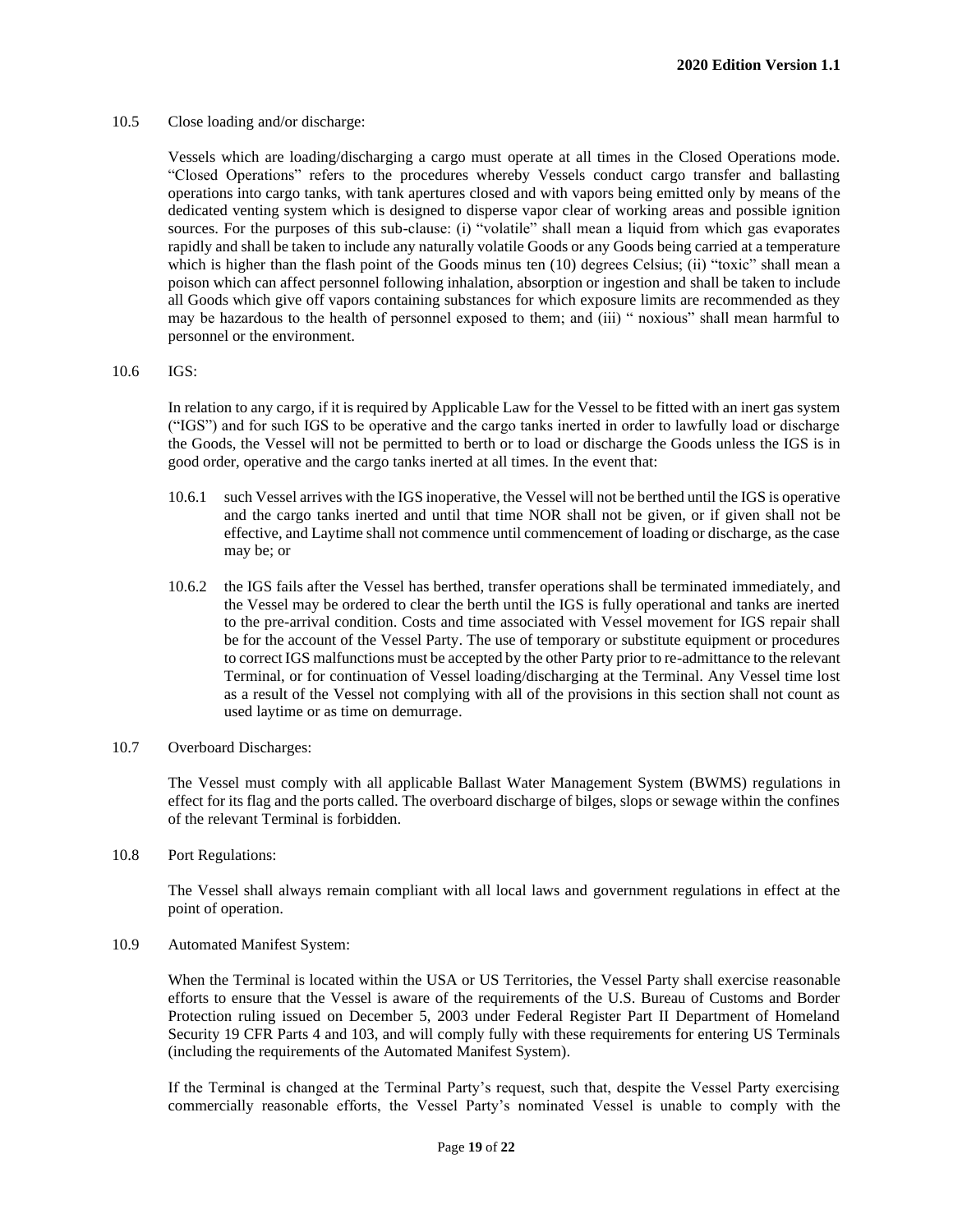10.5 Close loading and/or discharge:

Vessels which are loading/discharging a cargo must operate at all times in the Closed Operations mode. "Closed Operations" refers to the procedures whereby Vessels conduct cargo transfer and ballasting operations into cargo tanks, with tank apertures closed and with vapors being emitted only by means of the dedicated venting system which is designed to disperse vapor clear of working areas and possible ignition sources. For the purposes of this sub-clause: (i) "volatile" shall mean a liquid from which gas evaporates rapidly and shall be taken to include any naturally volatile Goods or any Goods being carried at a temperature which is higher than the flash point of the Goods minus ten (10) degrees Celsius; (ii) "toxic" shall mean a poison which can affect personnel following inhalation, absorption or ingestion and shall be taken to include all Goods which give off vapors containing substances for which exposure limits are recommended as they may be hazardous to the health of personnel exposed to them; and (iii) " noxious" shall mean harmful to personnel or the environment.

10.6 IGS:

In relation to any cargo, if it is required by Applicable Law for the Vessel to be fitted with an inert gas system ("IGS") and for such IGS to be operative and the cargo tanks inerted in order to lawfully load or discharge the Goods, the Vessel will not be permitted to berth or to load or discharge the Goods unless the IGS is in good order, operative and the cargo tanks inerted at all times. In the event that:

10.6.1 such Vessel arrives with the IGS inoperative, the Vessel will not be berthed until the IGS is operative and the cargo tanks inerted and until that time NOR shall not be given, or if given shall not be effective, and Laytime shall not commence until commencement of loading or discharge, as the case may be; or

10.6.2 the IGS fails after the Vessel has berthed, transfer operations shall be terminated immediately, and the Vessel may be ordered to clear the berth until the IGS is fully operational and tanks are inerted to the pre-arrival condition. Costs and time associated with Vessel movement for IGS repair shall be for the account of the Vessel Party. The use of temporary or substitute equipment or procedures to correct IGS malfunctions must be accepted by the other Party prior to re-admittance to the relevant Terminal, or for continuation of Vessel loading/discharging at the Terminal. Any Vessel time lost as a result of the Vessel not complying with all of the provisions in this section shall not count as used laytime or as time on demurrage.

10.7 Overboard Discharges:

The Vessel must comply with all applicable Ballast Water Management System (BWMS) regulations in effect for its flag and the ports called. The overboard discharge of bilges, slops or sewage within the confines of the relevant Terminal is forbidden.

10.8 Port Regulations:

The Vessel shall always remain compliant with all local laws and government regulations in effect at the point of operation.

10.9 Automated Manifest System:

When the Terminal is located within the USA or US Territories, the Vessel Party shall exercise reasonable efforts to ensure that the Vessel is aware of the requirements of the U.S. Bureau of Customs and Border Protection ruling issued on December 5, 2003 under Federal Register Part II Department of Homeland Security 19 CFR Parts 4 and 103, and will comply fully with these requirements for entering US Terminals (including the requirements of the Automated Manifest System).

If the Terminal is changed at the Terminal Party's request, such that, despite the Vessel Party exercising commercially reasonable efforts, the Vessel Party's nominated Vessel is unable to comply with the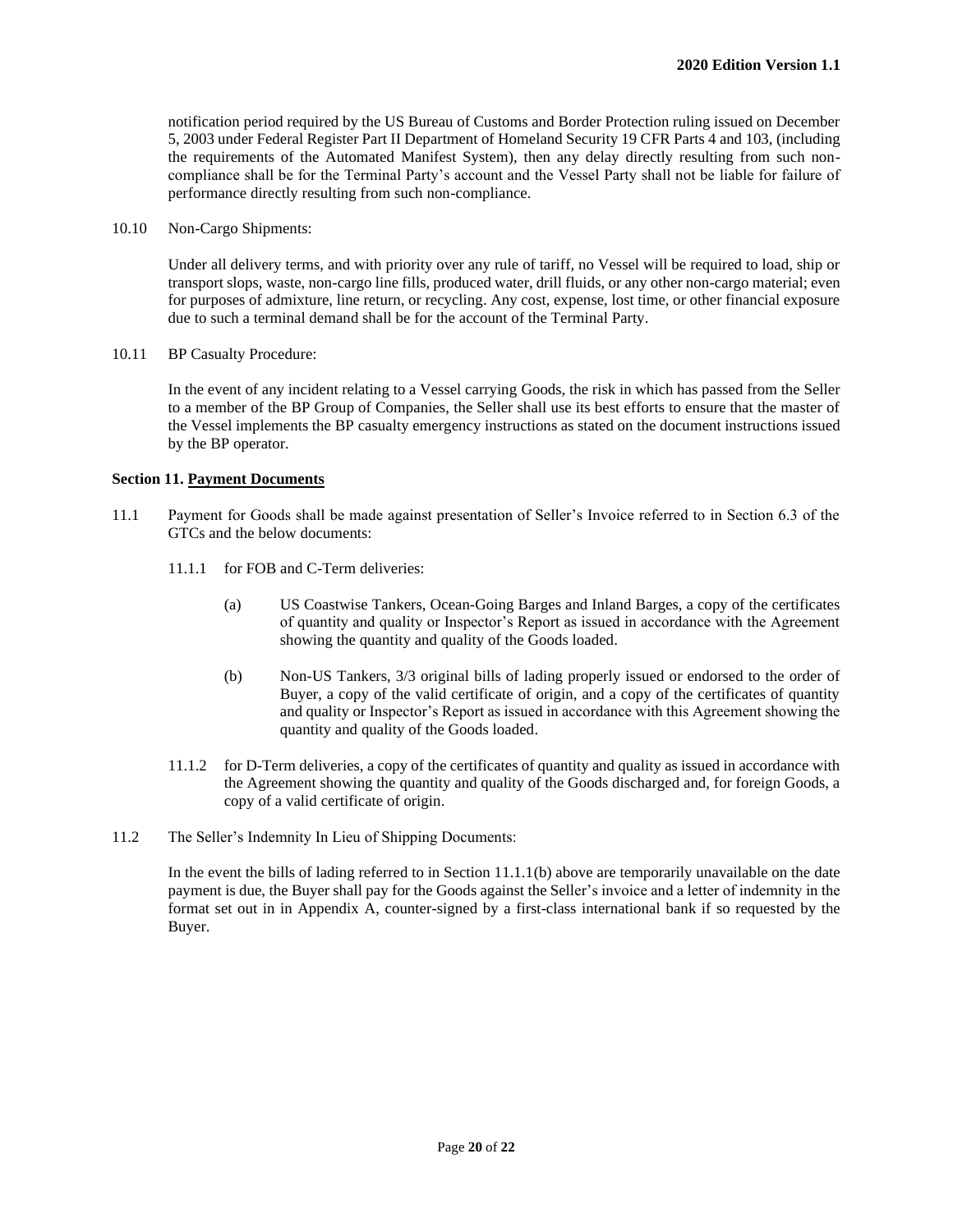notification period required by the US Bureau of Customs and Border Protection ruling issued on December 5, 2003 under Federal Register Part II Department of Homeland Security 19 CFR Parts 4 and 103, (including the requirements of the Automated Manifest System), then any delay directly resulting from such non-compliance shall be for the Terminal Party's account and the Vessel Party shall not be liable for failure of performance directly resulting from such non-compliance.

10.10 Non-Cargo Shipments:

Under all delivery terms, and with priority over any rule of tariff, no Vessel will be required to load, ship or transport slops, waste, non-cargo line fills, produced water, drill fluids, or any other non-cargo material; even for purposes of admixture, line return, or recycling. Any cost, expense, lost time, or other financial exposure due to such a terminal demand shall be for the account of the Terminal Party.

10.11 BP Casualty Procedure:

In the event of any incident relating to a Vessel carrying Goods, the risk in which has passed from the Seller to a member of the BP Group of Companies, the Seller shall use its best efforts to ensure that the master of the Vessel implements the BP casualty emergency instructions as stated on the document instructions issued by the BP operator.

**Section 11. Payment Documents**

11.1 Payment for Goods shall be made against presentation of Seller's Invoice referred to in Section 6.3 of the GTCs and the below documents:

11.1.1 for FOB and C-Term deliveries:

(a) US Coastwise Tankers, Ocean-Going Barges and Inland Barges, a copy of the certificates of quantity and quality or Inspector's Report as issued in accordance with the Agreement showing the quantity and quality of the Goods loaded.

(b) Non-US Tankers, 3/3 original bills of lading properly issued or endorsed to the order of Buyer, a copy of the valid certificate of origin, and a copy of the certificates of quantity and quality or Inspector's Report as issued in accordance with this Agreement showing the quantity and quality of the Goods loaded.

11.1.2 for D-Term deliveries, a copy of the certificates of quantity and quality as issued in accordance with the Agreement showing the quantity and quality of the Goods discharged and, for foreign Goods, a copy of a valid certificate of origin.

11.2 The Seller's Indemnity In Lieu of Shipping Documents:

In the event the bills of lading referred to in Section 11.1.1(b) above are temporarily unavailable on the date payment is due, the Buyer shall pay for the Goods against the Seller's invoice and a letter of indemnity in the format set out in in Appendix A, counter-signed by a first-class international bank if so requested by the Buyer.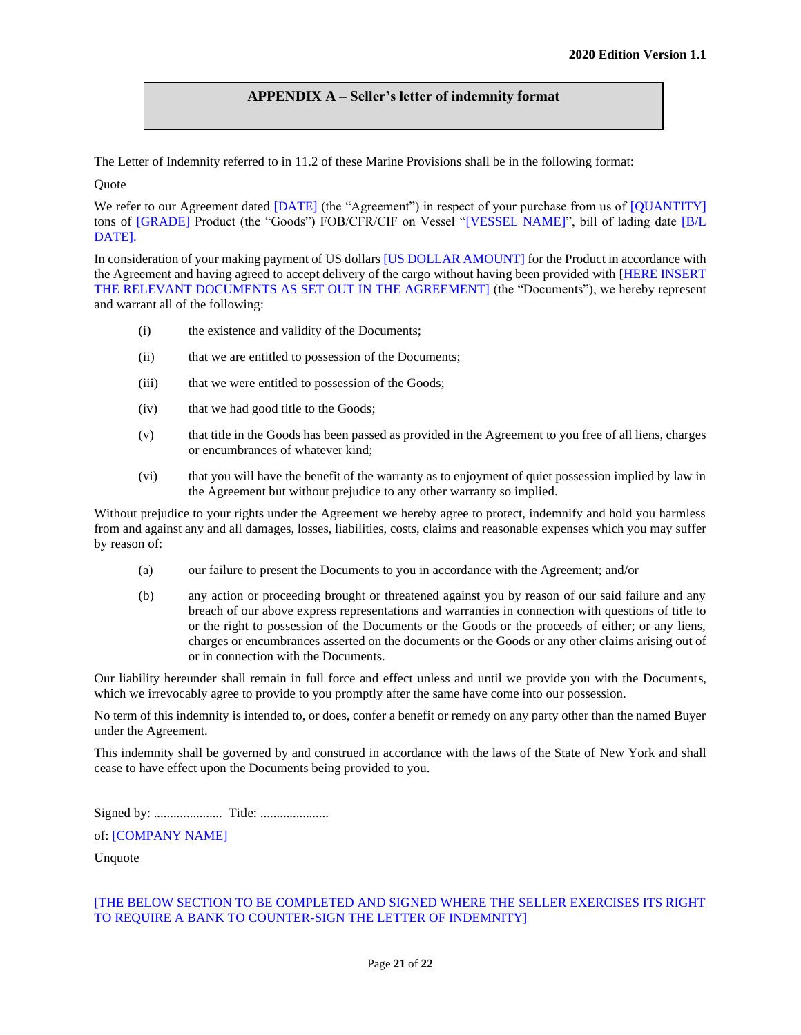## APPENDIX A – Seller's letter of indemnity format

The Letter of Indemnity referred to in 11.2 of these Marine Provisions shall be in the following format:

Quote

We refer to our Agreement dated [DATE] (the "Agreement") in respect of your purchase from us of [QUANTITY] tons of [GRADE] Product (the "Goods") FOB/CFR/CIF on Vessel "[VESSEL NAME]", bill of lading date [B/L DATE].

In consideration of your making payment of US dollars [US DOLLAR AMOUNT] for the Product in accordance with the Agreement and having agreed to accept delivery of the cargo without having been provided with [HERE INSERT THE RELEVANT DOCUMENTS AS SET OUT IN THE AGREEMENT] (the "Documents"), we hereby represent and warrant all of the following:

(i) the existence and validity of the Documents;

(ii) that we are entitled to possession of the Documents;

(iii) that we were entitled to possession of the Goods;

(iv) that we had good title to the Goods;

(v) that title in the Goods has been passed as provided in the Agreement to you free of all liens, charges or encumbrances of whatever kind;

(vi) that you will have the benefit of the warranty as to enjoyment of quiet possession implied by law in the Agreement but without prejudice to any other warranty so implied.

Without prejudice to your rights under the Agreement we hereby agree to protect, indemnify and hold you harmless from and against any and all damages, losses, liabilities, costs, claims and reasonable expenses which you may suffer by reason of:

(a) our failure to present the Documents to you in accordance with the Agreement; and/or

(b) any action or proceeding brought or threatened against you by reason of our said failure and any breach of our above express representations and warranties in connection with questions of title to or the right to possession of the Documents or the Goods or the proceeds of either; or any liens, charges or encumbrances asserted on the documents or the Goods or any other claims arising out of or in connection with the Documents.

Our liability hereunder shall remain in full force and effect unless and until we provide you with the Documents, which we irrevocably agree to provide to you promptly after the same have come into our possession.

No term of this indemnity is intended to, or does, confer a benefit or remedy on any party other than the named Buyer under the Agreement.

This indemnity shall be governed by and construed in accordance with the laws of the State of New York and shall cease to have effect upon the Documents being provided to you.

Signed by: ..................... Title: .....................

of: [COMPANY NAME]

Unquote

[THE BELOW SECTION TO BE COMPLETED AND SIGNED WHERE THE SELLER EXERCISES ITS RIGHT TO REQUIRE A BANK TO COUNTER-SIGN THE LETTER OF INDEMNITY]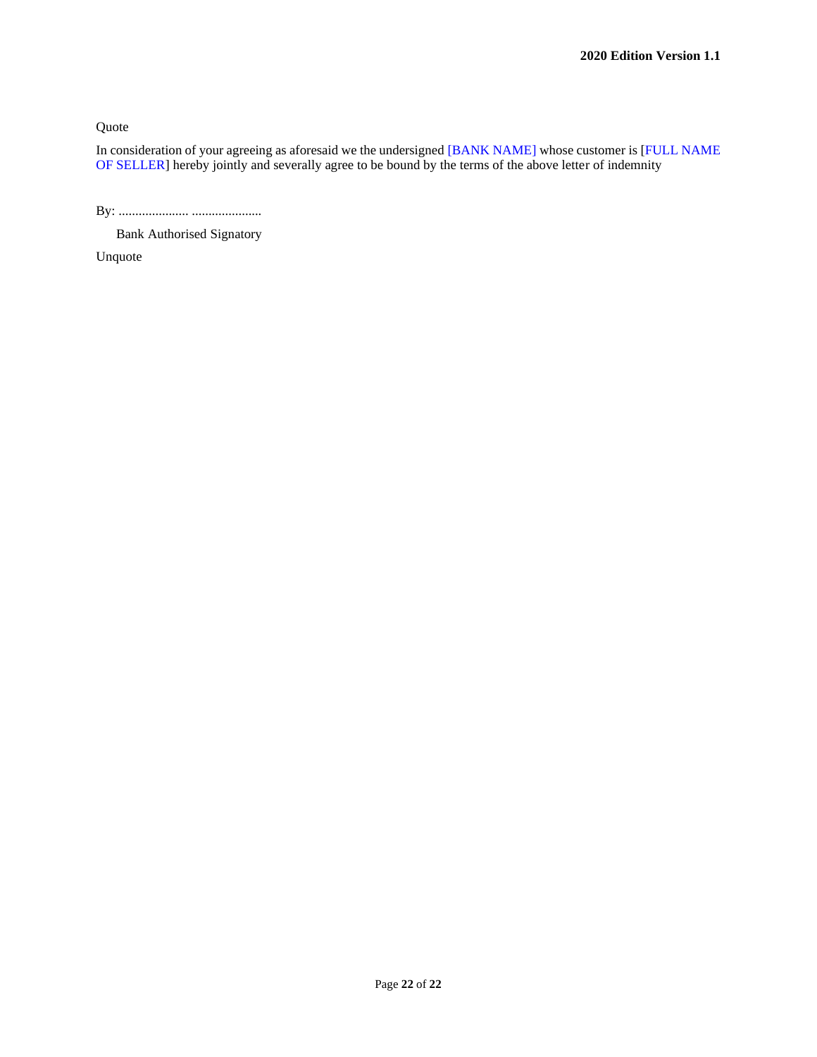Quote

In consideration of your agreeing as aforesaid we the undersigned [BANK NAME] whose customer is [FULL NAME OF SELLER] hereby jointly and severally agree to be bound by the terms of the above letter of indemnity

By: ..................... .....................

Bank Authorised Signatory

Unquote